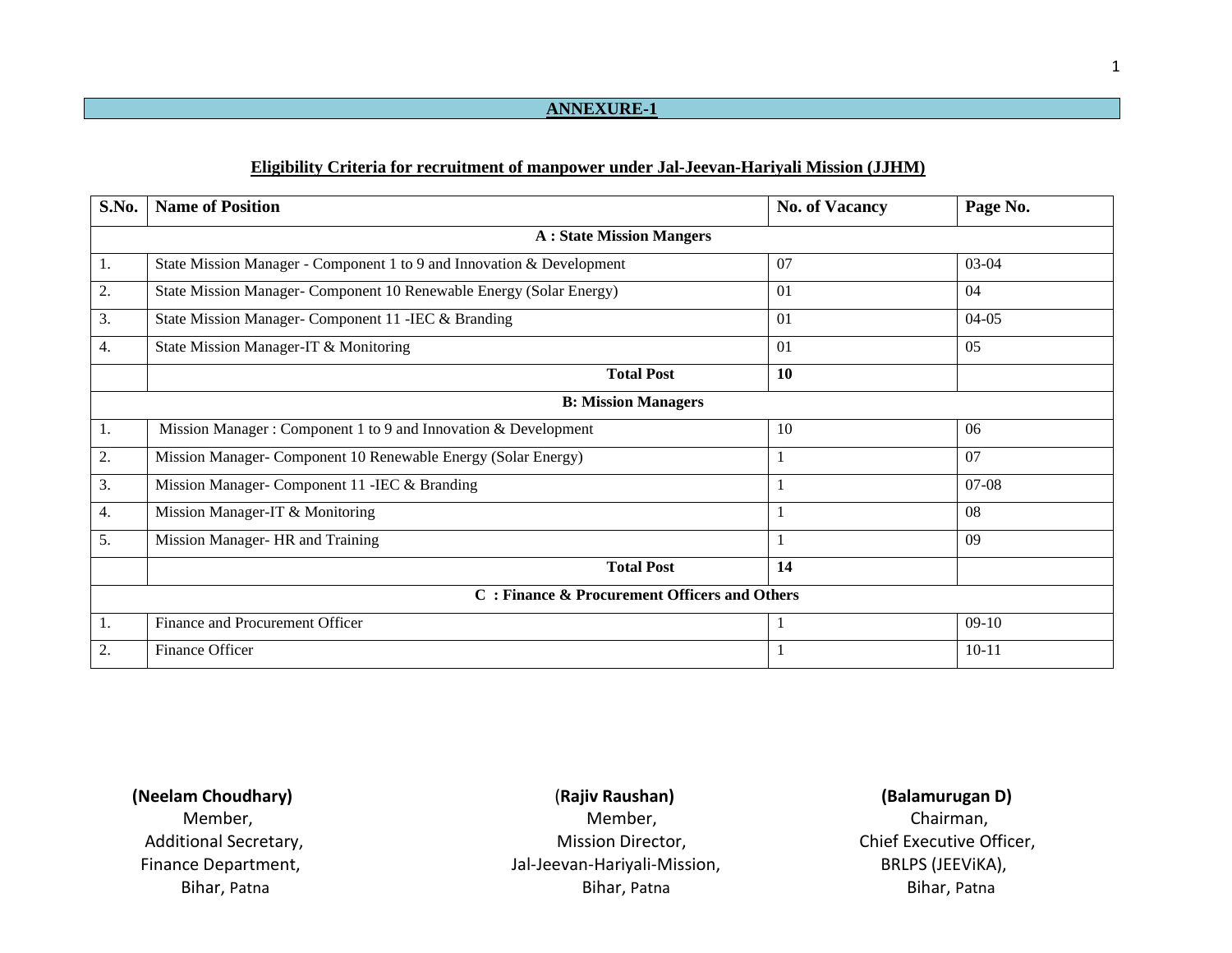## ANNEXURE-1

### Eligibility Criteria for recruitment of manpower under Jal-Jeevan-Hariyali Mission (JJHM)

| S.No. | Name of Position | No. of Vacancy | Page No. |
|---|---|---|---|
| **A : State Mission Mangers** | | | |
| 1. | State Mission Manager - Component 1 to 9 and Innovation & Development | 07 | 03-04 |
| 2. | State Mission Manager- Component 10 Renewable Energy (Solar Energy) | 01 | 04 |
| 3. | State Mission Manager- Component 11 -IEC & Branding | 01 | 04-05 |
| 4. | State Mission Manager-IT & Monitoring | 01 | 05 |
| | **Total Post** | **10** | |
| **B: Mission Managers** | | | |
| 1. | Mission Manager : Component 1 to 9 and Innovation & Development | 10 | 06 |
| 2. | Mission Manager- Component 10 Renewable Energy (Solar Energy) | 1 | 07 |
| 3. | Mission Manager- Component 11 -IEC & Branding | 1 | 07-08 |
| 4. | Mission Manager-IT & Monitoring | 1 | 08 |
| 5. | Mission Manager- HR and Training | 1 | 09 |
| | **Total Post** | **14** | |
| **C : Finance & Procurement Officers and Others** | | | |
| 1. | Finance and Procurement Officer | 1 | 09-10 |
| 2. | Finance Officer | 1 | 10-11 |

**(Neelam Choudhary)**
Member,
Additional Secretary,
Finance Department,
Bihar, Patna

(**Rajiv Raushan)**
Member,
Mission Director,
Jal-Jeevan-Hariyali-Mission,
Bihar, Patna

**(Balamurugan D)**
Chairman,
Chief Executive Officer,
BRLPS (JEEViKA),
Bihar, Patna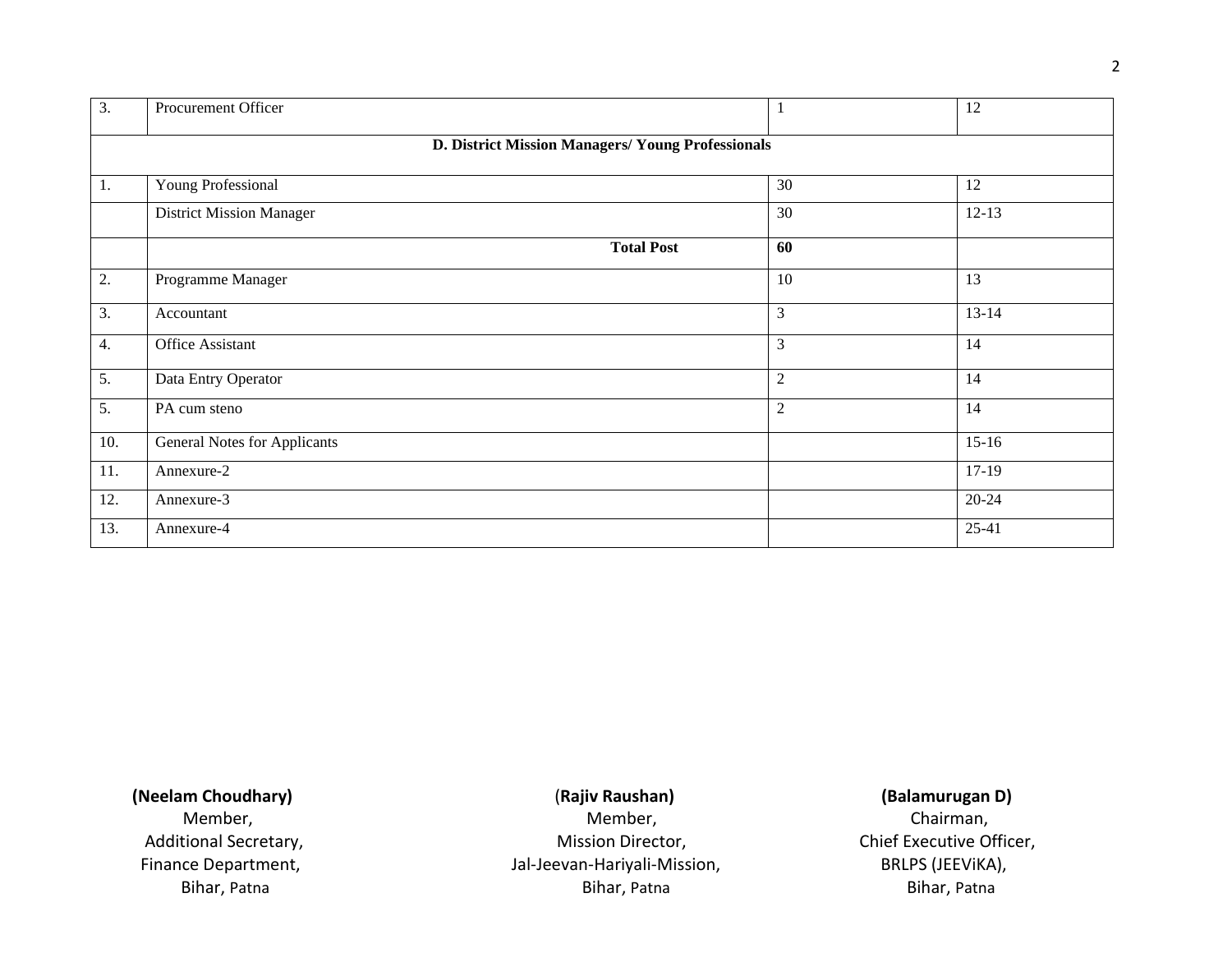| | | | |
|---|---|---|---|
| 3. | Procurement Officer | 1 | 12 |
| **D. District Mission Managers/ Young Professionals** | | | |
| 1. | Young Professional | 30 | 12 |
| | District Mission Manager | 30 | 12-13 |
| | **Total Post** | **60** | |
| 2. | Programme Manager | 10 | 13 |
| 3. | Accountant | 3 | 13-14 |
| 4. | Office Assistant | 3 | 14 |
| 5. | Data Entry Operator | 2 | 14 |
| 5. | PA cum steno | 2 | 14 |
| 10. | General Notes for Applicants | | 15-16 |
| 11. | Annexure-2 | | 17-19 |
| 12. | Annexure-3 | | 20-24 |
| 13. | Annexure-4 | | 25-41 |

**(Neelam Choudhary)**
Member,
Additional Secretary,
Finance Department,
Bihar, Patna

(**Rajiv Raushan)**
Member,
Mission Director,
Jal-Jeevan-Hariyali-Mission,
Bihar, Patna

**(Balamurugan D)**
Chairman,
Chief Executive Officer,
BRLPS (JEEViKA),
Bihar, Patna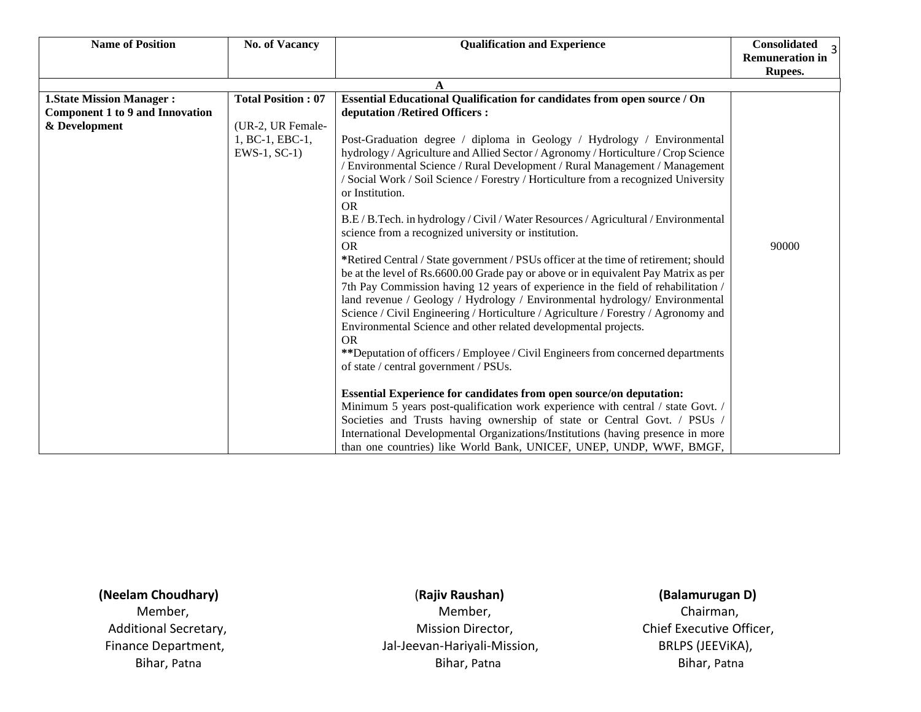| Name of Position | No. of Vacancy | Qualification and Experience | Consolidated Remuneration in Rupees. |
|---|---|---|---|
| | | **A** | |
| **1.State Mission Manager : Component 1 to 9 and Innovation & Development** | **Total Position : 07**<br><br>(UR-2, UR Female-1, BC-1, EBC-1, EWS-1, SC-1) | **Essential Educational Qualification for candidates from open source / On deputation /Retired Officers :**<br><br>Post-Graduation degree / diploma in Geology / Hydrology / Environmental hydrology / Agriculture and Allied Sector / Agronomy / Horticulture / Crop Science / Environmental Science / Rural Development / Rural Management / Management / Social Work / Soil Science / Forestry / Horticulture from a recognized University or Institution.<br>OR<br>B.E / B.Tech. in hydrology / Civil / Water Resources / Agricultural / Environmental science from a recognized university or institution.<br>OR<br>*Retired Central / State government / PSUs officer at the time of retirement; should be at the level of Rs.6600.00 Grade pay or above or in equivalent Pay Matrix as per 7th Pay Commission having 12 years of experience in the field of rehabilitation / land revenue / Geology / Hydrology / Environmental hydrology/ Environmental Science / Civil Engineering / Horticulture / Agriculture / Forestry / Agronomy and Environmental Science and other related developmental projects.<br>OR<br>**Deputation of officers / Employee / Civil Engineers from concerned departments of state / central government / PSUs.<br><br>**Essential Experience for candidates from open source/on deputation:**<br>Minimum 5 years post-qualification work experience with central / state Govt. / Societies and Trusts having ownership of state or Central Govt. / PSUs / International Developmental Organizations/Institutions (having presence in more than one countries) like World Bank, UNICEF, UNEP, UNDP, WWF, BMGF, | 90000 |

| **(Neelam Choudhary)** | **(Rajiv Raushan)** | **(Balamurugan D)** |
|---|---|---|
| Member, | Member, | Chairman, |
| Additional Secretary, | Mission Director, | Chief Executive Officer, |
| Finance Department, | Jal-Jeevan-Hariyali-Mission, | BRLPS (JEEViKA), |
| Bihar, Patna | Bihar, Patna | Bihar, Patna |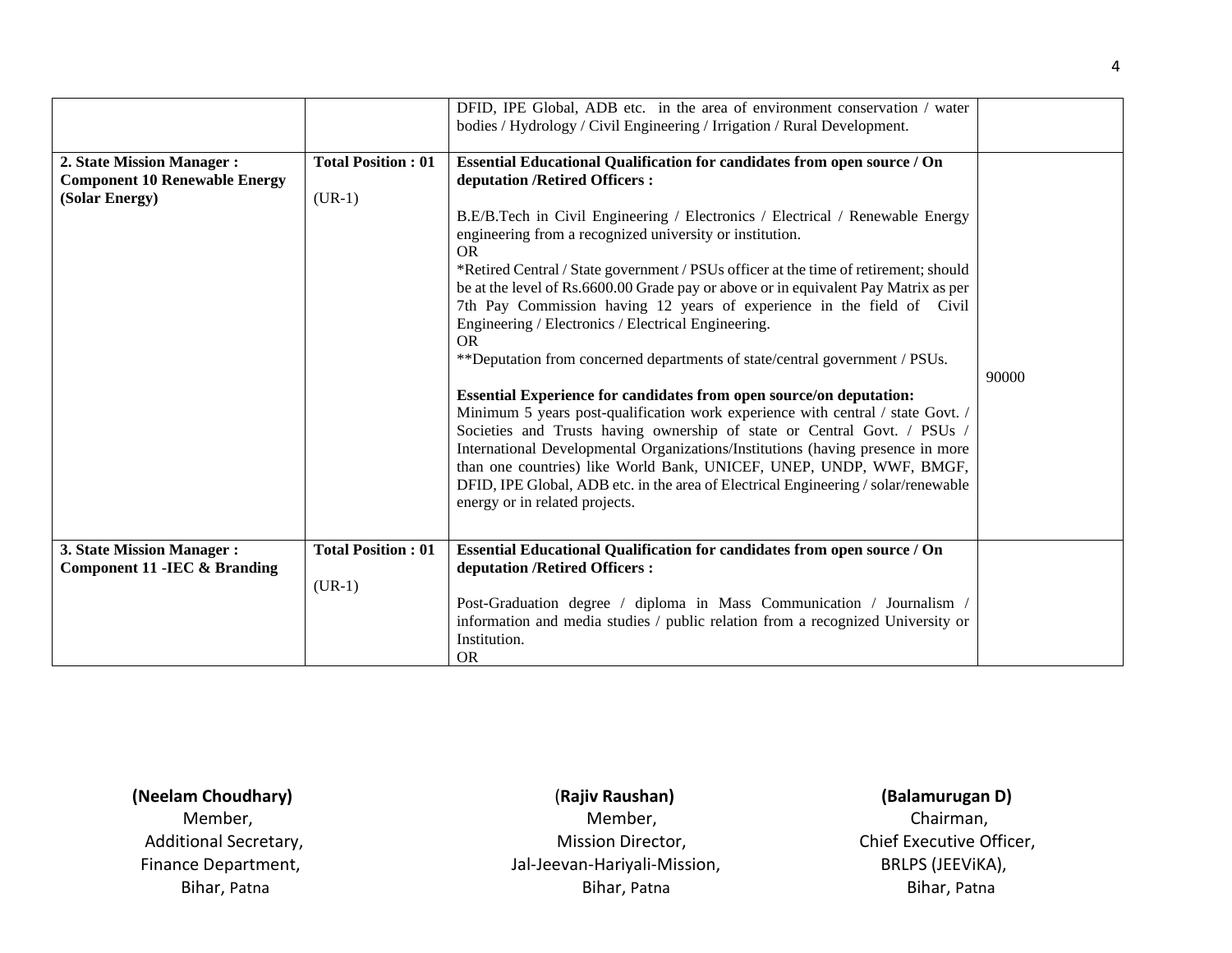| | | | |
|---|---|---|---|
| | | DFID, IPE Global, ADB etc. in the area of environment conservation / water bodies / Hydrology / Civil Engineering / Irrigation / Rural Development. | |
| **2. State Mission Manager : Component 10 Renewable Energy (Solar Energy)** | **Total Position : 01**<br><br>(UR-1) | **Essential Educational Qualification for candidates from open source / On deputation /Retired Officers :**<br><br>B.E/B.Tech in Civil Engineering / Electronics / Electrical / Renewable Energy engineering from a recognized university or institution.<br>OR<br>*Retired Central / State government / PSUs officer at the time of retirement; should be at the level of Rs.6600.00 Grade pay or above or in equivalent Pay Matrix as per 7th Pay Commission having 12 years of experience in the field of Civil Engineering / Electronics / Electrical Engineering.<br>OR<br>**Deputation from concerned departments of state/central government / PSUs.<br><br>**Essential Experience for candidates from open source/on deputation:**<br>Minimum 5 years post-qualification work experience with central / state Govt. / Societies and Trusts having ownership of state or Central Govt. / PSUs / International Developmental Organizations/Institutions (having presence in more than one countries) like World Bank, UNICEF, UNEP, UNDP, WWF, BMGF, DFID, IPE Global, ADB etc. in the area of Electrical Engineering / solar/renewable energy or in related projects. | 90000 |
| **3. State Mission Manager : Component 11 -IEC & Branding** | **Total Position : 01**<br><br>(UR-1) | **Essential Educational Qualification for candidates from open source / On deputation /Retired Officers :**<br><br>Post-Graduation degree / diploma in Mass Communication / Journalism / information and media studies / public relation from a recognized University or Institution.<br>OR | |

**(Neelam Choudhary)**
Member,
Additional Secretary,
Finance Department,
Bihar, Patna

(**Rajiv Raushan)**
Member,
Mission Director,
Jal-Jeevan-Hariyali-Mission,
Bihar, Patna

**(Balamurugan D)**
Chairman,
Chief Executive Officer,
BRLPS (JEEViKA),
Bihar, Patna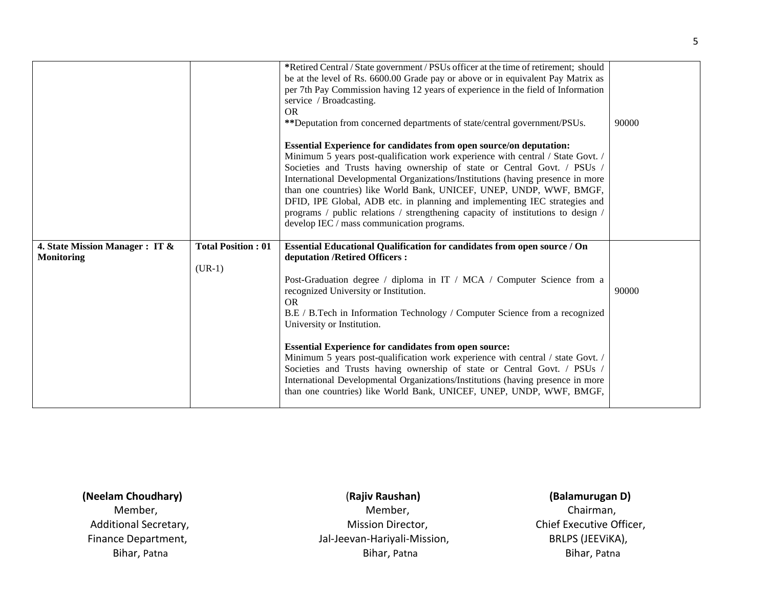| | | | |
|---|---|---|---|
| | | **\***Retired Central / State government / PSUs officer at the time of retirement; should be at the level of Rs. 6600.00 Grade pay or above or in equivalent Pay Matrix as per 7th Pay Commission having 12 years of experience in the field of Information service / Broadcasting.<br>OR<br>**\*\***Deputation from concerned departments of state/central government/PSUs.<br><br>**Essential Experience for candidates from open source/on deputation:**<br>Minimum 5 years post-qualification work experience with central / State Govt. / Societies and Trusts having ownership of state or Central Govt. / PSUs / International Developmental Organizations/Institutions (having presence in more than one countries) like World Bank, UNICEF, UNEP, UNDP, WWF, BMGF, DFID, IPE Global, ADB etc. in planning and implementing IEC strategies and programs / public relations / strengthening capacity of institutions to design / develop IEC / mass communication programs. | 90000 |
| **4. State Mission Manager : IT & Monitoring** | **Total Position : 01**<br><br>(UR-1) | **Essential Educational Qualification for candidates from open source / On deputation /Retired Officers :**<br><br>Post-Graduation degree / diploma in IT / MCA / Computer Science from a recognized University or Institution.<br>OR<br>B.E / B.Tech in Information Technology / Computer Science from a recognized University or Institution.<br><br>**Essential Experience for candidates from open source:**<br>Minimum 5 years post-qualification work experience with central / state Govt. / Societies and Trusts having ownership of state or Central Govt. / PSUs / International Developmental Organizations/Institutions (having presence in more than one countries) like World Bank, UNICEF, UNEP, UNDP, WWF, BMGF, | 90000 |

| | | |
|---|---|---|
| **(Neelam Choudhary)**<br>Member,<br>Additional Secretary,<br>Finance Department,<br>Bihar, Patna | (**Rajiv Raushan)**<br>Member,<br>Mission Director,<br>Jal-Jeevan-Hariyali-Mission,<br>Bihar, Patna | **(Balamurugan D)**<br>Chairman,<br>Chief Executive Officer,<br>BRLPS (JEEViKA),<br>Bihar, Patna |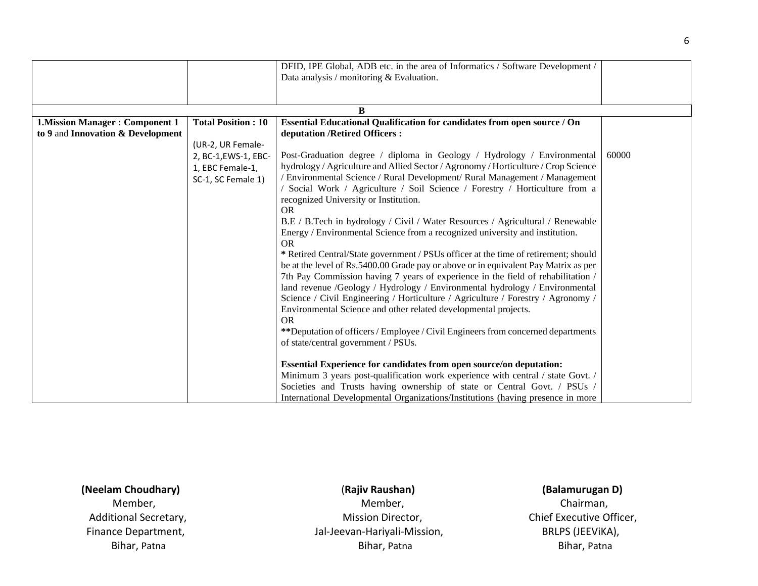| | | | |
|---|---|---|---|
| | | DFID, IPE Global, ADB etc. in the area of Informatics / Software Development / Data analysis / monitoring & Evaluation. | |
| | | **B** | |
| **1.Mission Manager : Component 1 to 9** and **Innovation & Development** | **Total Position : 10**<br><br>(UR-2, UR Female-2, BC-1,EWS-1, EBC-1, EBC Female-1, SC-1, SC Female 1) | **Essential Educational Qualification for candidates from open source / On deputation /Retired Officers :**<br><br>Post-Graduation degree / diploma in Geology / Hydrology / Environmental hydrology / Agriculture and Allied Sector / Agronomy / Horticulture / Crop Science / Environmental Science / Rural Development/ Rural Management / Management / Social Work / Agriculture / Soil Science / Forestry / Horticulture from a recognized University or Institution.<br>OR<br>B.E / B.Tech in hydrology / Civil / Water Resources / Agricultural / Renewable Energy / Environmental Science from a recognized university and institution.<br>OR<br>**\*** Retired Central/State government / PSUs officer at the time of retirement; should be at the level of Rs.5400.00 Grade pay or above or in equivalent Pay Matrix as per 7th Pay Commission having 7 years of experience in the field of rehabilitation / land revenue /Geology / Hydrology / Environmental hydrology / Environmental Science / Civil Engineering / Horticulture / Agriculture / Forestry / Agronomy / Environmental Science and other related developmental projects.<br>OR<br>**\*\***Deputation of officers / Employee / Civil Engineers from concerned departments of state/central government / PSUs.<br><br>**Essential Experience for candidates from open source/on deputation:**<br>Minimum 3 years post-qualification work experience with central / state Govt. / Societies and Trusts having ownership of state or Central Govt. / PSUs / International Developmental Organizations/Institutions (having presence in more | 60000 |

**(Neelam Choudhary)**
Member,
Additional Secretary,
Finance Department,
Bihar, Patna

(**Rajiv Raushan)**
Member,
Mission Director,
Jal-Jeevan-Hariyali-Mission,
Bihar, Patna

**(Balamurugan D)**
Chairman,
Chief Executive Officer,
BRLPS (JEEViKA),
Bihar, Patna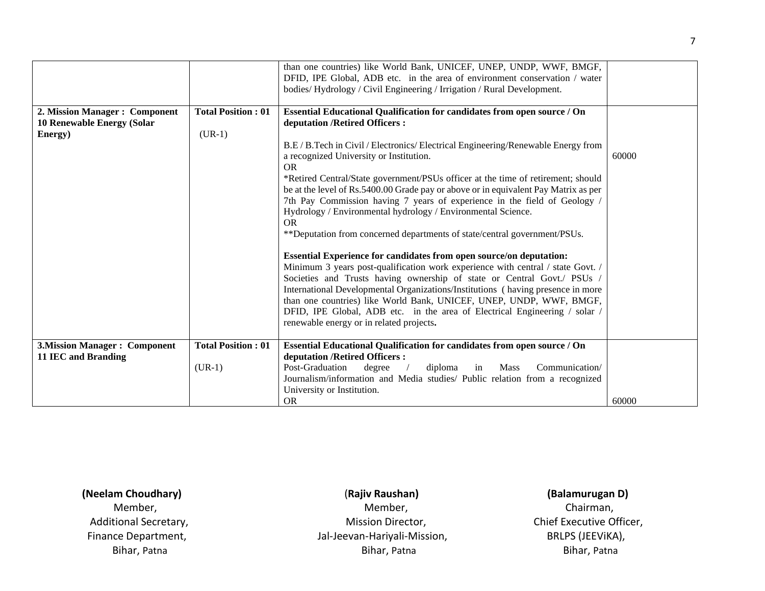| | | | |
|---|---|---|---|
| | | than one countries) like World Bank, UNICEF, UNEP, UNDP, WWF, BMGF, DFID, IPE Global, ADB etc. in the area of environment conservation / water bodies/ Hydrology / Civil Engineering / Irrigation / Rural Development. | |
| **2. Mission Manager : Component 10 Renewable Energy (Solar Energy)** | **Total Position : 01**<br><br>(UR-1) | **Essential Educational Qualification for candidates from open source / On deputation /Retired Officers :**<br><br>B.E / B.Tech in Civil / Electronics/ Electrical Engineering/Renewable Energy from a recognized University or Institution.<br>OR<br>*Retired Central/State government/PSUs officer at the time of retirement; should be at the level of Rs.5400.00 Grade pay or above or in equivalent Pay Matrix as per 7th Pay Commission having 7 years of experience in the field of Geology / Hydrology / Environmental hydrology / Environmental Science.<br>OR<br>**Deputation from concerned departments of state/central government/PSUs.<br><br>**Essential Experience for candidates from open source/on deputation:**<br>Minimum 3 years post-qualification work experience with central / state Govt. / Societies and Trusts having ownership of state or Central Govt./ PSUs / International Developmental Organizations/Institutions ( having presence in more than one countries) like World Bank, UNICEF, UNEP, UNDP, WWF, BMGF, DFID, IPE Global, ADB etc. in the area of Electrical Engineering / solar / renewable energy or in related projects**.** | 60000 |
| **3.Mission Manager : Component 11 IEC and Branding** | **Total Position : 01**<br><br>(UR-1) | **Essential Educational Qualification for candidates from open source / On deputation /Retired Officers :**<br>Post-Graduation degree / diploma in Mass Communication/ Journalism/information and Media studies/ Public relation from a recognized University or Institution.<br>OR | 60000 |

| | | |
|---|---|---|
| **(Neelam Choudhary)**<br>Member,<br>Additional Secretary,<br>Finance Department,<br>Bihar, Patna | (**Rajiv Raushan)**<br>Member,<br>Mission Director,<br>Jal-Jeevan-Hariyali-Mission,<br>Bihar, Patna | **(Balamurugan D)**<br>Chairman,<br>Chief Executive Officer,<br>BRLPS (JEEViKA),<br>Bihar, Patna |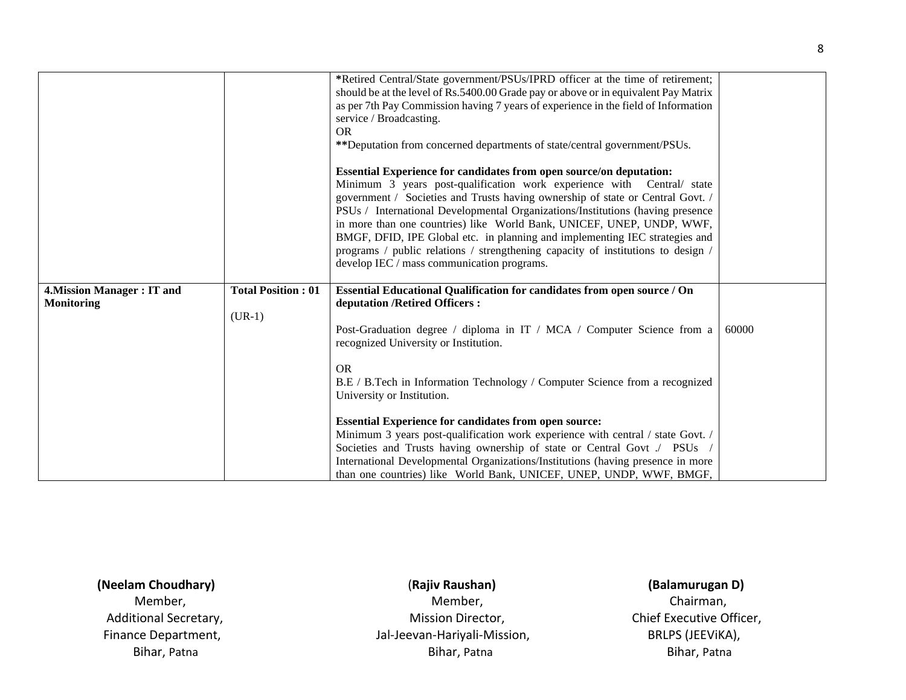| | | | |
|---|---|---|---|
| | | ***Retired Central/State government/PSUs/IPRD officer at the time of retirement; should be at the level of Rs.5400.00 Grade pay or above or in equivalent Pay Matrix as per 7th Pay Commission having 7 years of experience in the field of Information service / Broadcasting.<br>OR<br>****Deputation from concerned departments of state/central government/PSUs.<br><br>**Essential Experience for candidates from open source/on deputation:**<br>Minimum 3 years post-qualification work experience with Central/ state government / Societies and Trusts having ownership of state or Central Govt. / PSUs / International Developmental Organizations/Institutions (having presence in more than one countries) like World Bank, UNICEF, UNEP, UNDP, WWF, BMGF, DFID, IPE Global etc. in planning and implementing IEC strategies and programs / public relations / strengthening capacity of institutions to design / develop IEC / mass communication programs. | |
| **4.Mission Manager : IT and Monitoring** | **Total Position : 01**<br><br>(UR-1) | **Essential Educational Qualification for candidates from open source / On deputation /Retired Officers :**<br><br>Post-Graduation degree / diploma in IT / MCA / Computer Science from a recognized University or Institution.<br><br>OR<br>B.E / B.Tech in Information Technology / Computer Science from a recognized University or Institution.<br><br>**Essential Experience for candidates from open source:**<br>Minimum 3 years post-qualification work experience with central / state Govt. / Societies and Trusts having ownership of state or Central Govt ./ PSUs / International Developmental Organizations/Institutions (having presence in more than one countries) like World Bank, UNICEF, UNEP, UNDP, WWF, BMGF, | 60000 |

**(Neelam Choudhary)**
Member,
Additional Secretary,
Finance Department,
Bihar, Patna

(**Rajiv Raushan)**
Member,
Mission Director,
Jal-Jeevan-Hariyali-Mission,
Bihar, Patna

**(Balamurugan D)**
Chairman,
Chief Executive Officer,
BRLPS (JEEViKA),
Bihar, Patna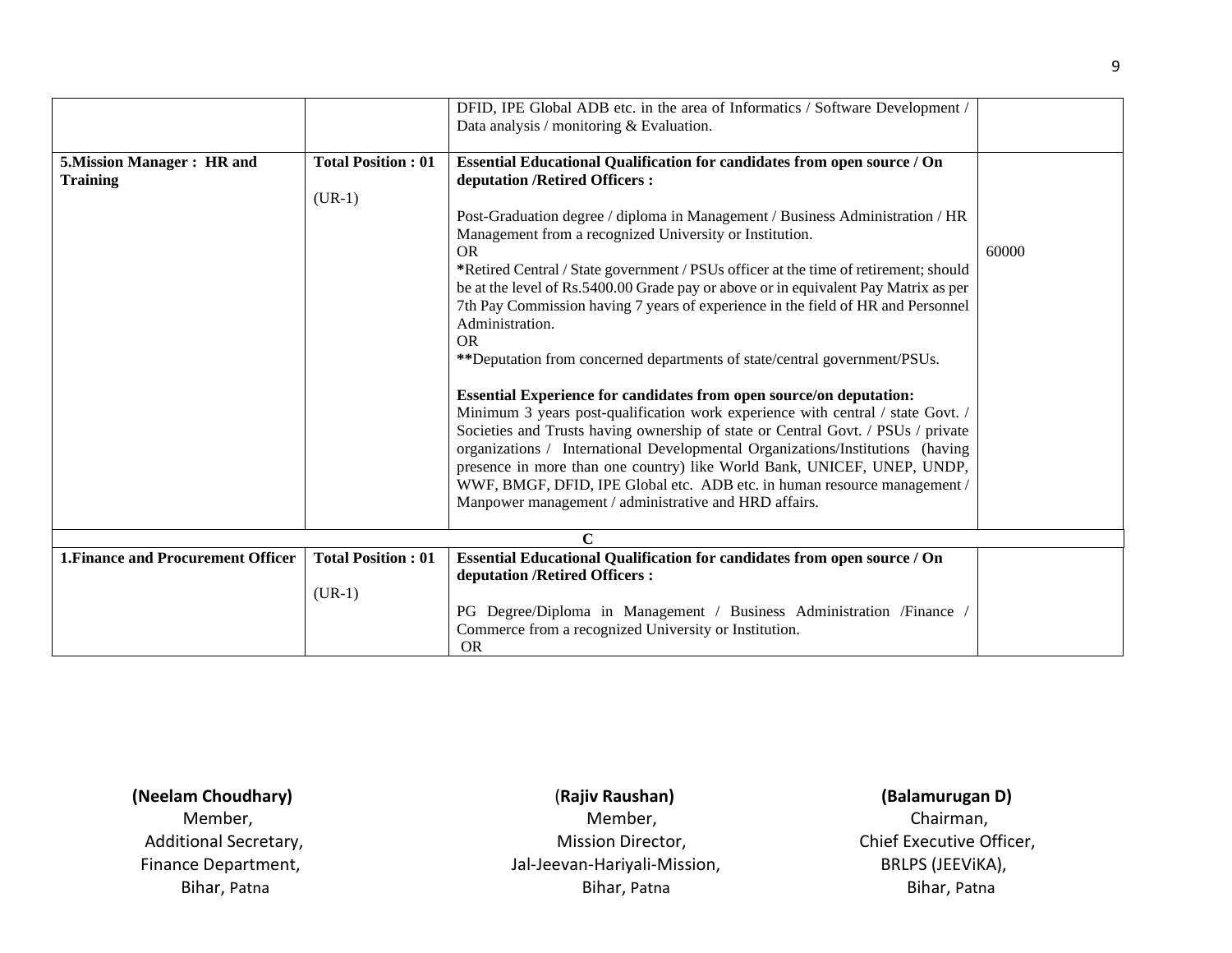| | | | |
|---|---|---|---|
| | | DFID, IPE Global ADB etc. in the area of Informatics / Software Development / Data analysis / monitoring & Evaluation. | |
| **5.Mission Manager : HR and Training** | **Total Position : 01**<br><br>(UR-1) | **Essential Educational Qualification for candidates from open source / On deputation /Retired Officers :**<br><br>Post-Graduation degree / diploma in Management / Business Administration / HR Management from a recognized University or Institution.<br>OR<br>**\***Retired Central / State government / PSUs officer at the time of retirement; should be at the level of Rs.5400.00 Grade pay or above or in equivalent Pay Matrix as per 7th Pay Commission having 7 years of experience in the field of HR and Personnel Administration.<br>OR<br>**\*\***Deputation from concerned departments of state/central government/PSUs.<br><br>**Essential Experience for candidates from open source/on deputation:**<br>Minimum 3 years post-qualification work experience with central / state Govt. / Societies and Trusts having ownership of state or Central Govt. / PSUs / private organizations / International Developmental Organizations/Institutions (having presence in more than one country) like World Bank, UNICEF, UNEP, UNDP, WWF, BMGF, DFID, IPE Global etc. ADB etc. in human resource management / Manpower management / administrative and HRD affairs. | 60000 |
| | | **C** | |
| **1.Finance and Procurement Officer** | **Total Position : 01**<br><br>(UR-1) | **Essential Educational Qualification for candidates from open source / On deputation /Retired Officers :**<br><br>PG Degree/Diploma in Management / Business Administration /Finance / Commerce from a recognized University or Institution.<br>OR | |

**(Neelam Choudhary)**
Member,
Additional Secretary,
Finance Department,
Bihar, Patna

(**Rajiv Raushan)**
Member,
Mission Director,
Jal-Jeevan-Hariyali-Mission,
Bihar, Patna

**(Balamurugan D)**
Chairman,
Chief Executive Officer,
BRLPS (JEEViKA),
Bihar, Patna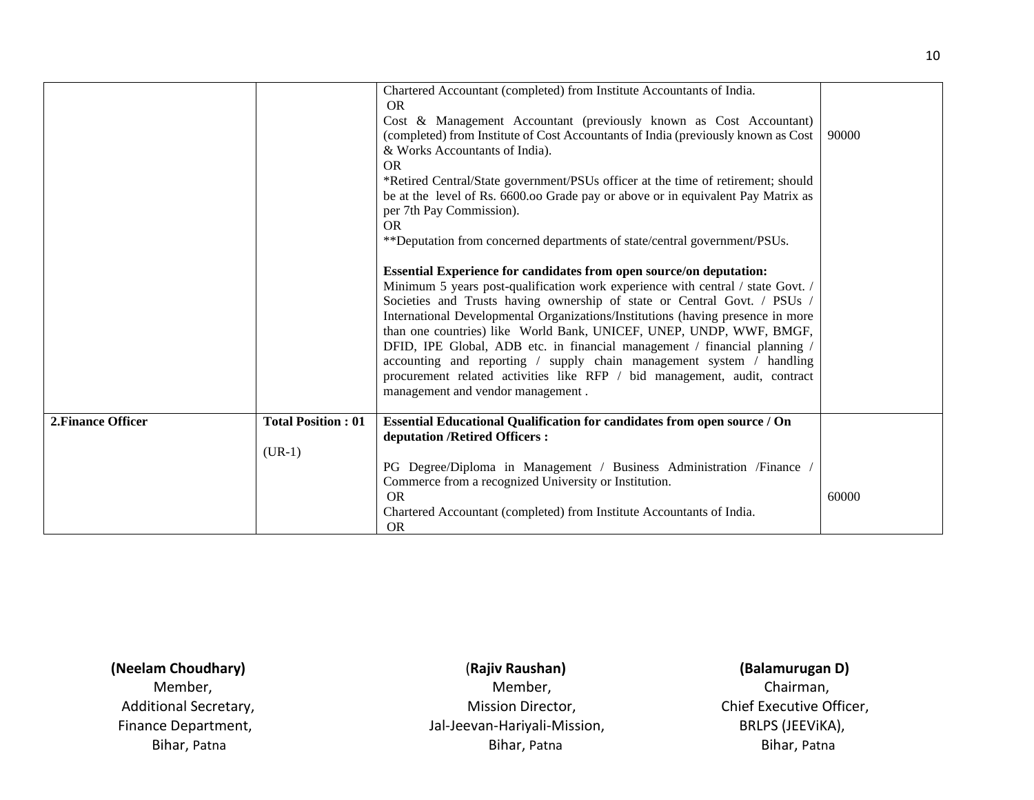| | | | |
|---|---|---|---|
| | | Chartered Accountant (completed) from Institute Accountants of India.<br>OR<br>Cost & Management Accountant (previously known as Cost Accountant) (completed) from Institute of Cost Accountants of India (previously known as Cost & Works Accountants of India).<br>OR<br>*Retired Central/State government/PSUs officer at the time of retirement; should be at the level of Rs. 6600.oo Grade pay or above or in equivalent Pay Matrix as per 7th Pay Commission).<br>OR<br>**Deputation from concerned departments of state/central government/PSUs.<br><br>**Essential Experience for candidates from open source/on deputation:**<br>Minimum 5 years post-qualification work experience with central / state Govt. / Societies and Trusts having ownership of state or Central Govt. / PSUs / International Developmental Organizations/Institutions (having presence in more than one countries) like World Bank, UNICEF, UNEP, UNDP, WWF, BMGF, DFID, IPE Global, ADB etc. in financial management / financial planning / accounting and reporting / supply chain management system / handling procurement related activities like RFP / bid management, audit, contract management and vendor management . | 90000 |
| **2.Finance Officer** | **Total Position : 01**<br><br>(UR-1) | **Essential Educational Qualification for candidates from open source / On deputation /Retired Officers :**<br><br>PG Degree/Diploma in Management / Business Administration /Finance / Commerce from a recognized University or Institution.<br>OR<br>Chartered Accountant (completed) from Institute Accountants of India.<br>OR | 60000 |

**(Neelam Choudhary)**
Member,
Additional Secretary,
Finance Department,
Bihar, Patna

(**Rajiv Raushan)**
Member,
Mission Director,
Jal-Jeevan-Hariyali-Mission,
Bihar, Patna

**(Balamurugan D)**
Chairman,
Chief Executive Officer,
BRLPS (JEEViKA),
Bihar, Patna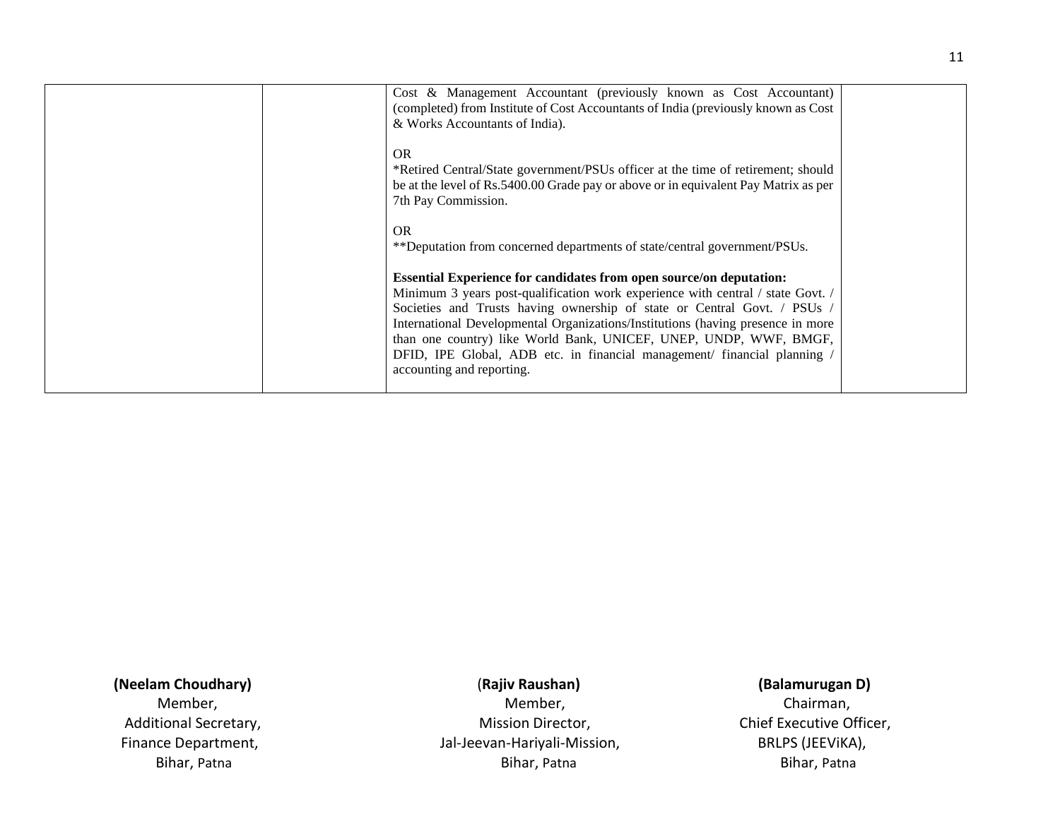| | | | |
|---|---|---|---|
| | | Cost & Management Accountant (previously known as Cost Accountant) (completed) from Institute of Cost Accountants of India (previously known as Cost & Works Accountants of India).<br><br>OR<br>*Retired Central/State government/PSUs officer at the time of retirement; should be at the level of Rs.5400.00 Grade pay or above or in equivalent Pay Matrix as per 7th Pay Commission.<br><br>OR<br>**Deputation from concerned departments of state/central government/PSUs.<br><br>**Essential Experience for candidates from open source/on deputation:**<br>Minimum 3 years post-qualification work experience with central / state Govt. / Societies and Trusts having ownership of state or Central Govt. / PSUs / International Developmental Organizations/Institutions (having presence in more than one country) like World Bank, UNICEF, UNEP, UNDP, WWF, BMGF, DFID, IPE Global, ADB etc. in financial management/ financial planning / accounting and reporting. | |

| | | |
|---|---|---|
| **(Neelam Choudhary)**<br>Member,<br>Additional Secretary,<br>Finance Department,<br>Bihar, Patna | (**Rajiv Raushan)**<br>Member,<br>Mission Director,<br>Jal-Jeevan-Hariyali-Mission,<br>Bihar, Patna | **(Balamurugan D)**<br>Chairman,<br>Chief Executive Officer,<br>BRLPS (JEEViKA),<br>Bihar, Patna |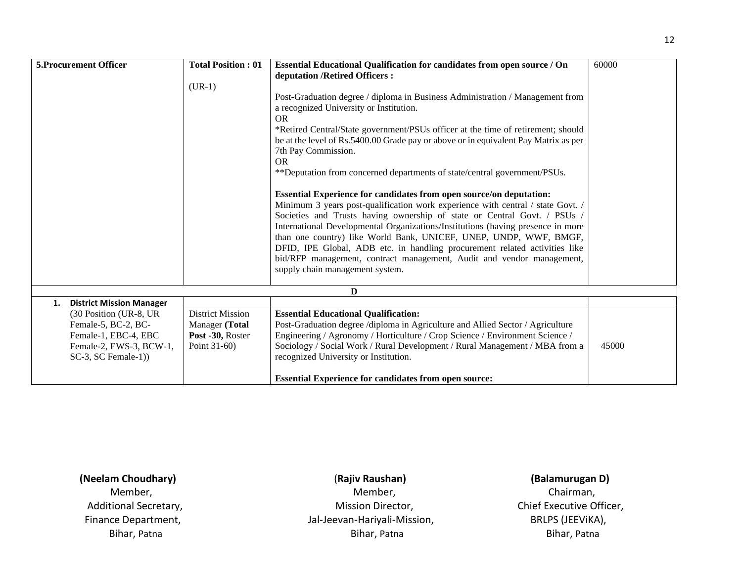| | | | |
|---|---|---|---|
| **5.Procurement Officer** | **Total Position : 01**<br><br>(UR-1) | **Essential Educational Qualification for candidates from open source / On deputation /Retired Officers :**<br><br>Post-Graduation degree / diploma in Business Administration / Management from a recognized University or Institution.<br>OR<br>*Retired Central/State government/PSUs officer at the time of retirement; should be at the level of Rs.5400.00 Grade pay or above or in equivalent Pay Matrix as per 7th Pay Commission.<br>OR<br>**Deputation from concerned departments of state/central government/PSUs.<br><br>**Essential Experience for candidates from open source/on deputation:**<br>Minimum 3 years post-qualification work experience with central / state Govt. / Societies and Trusts having ownership of state or Central Govt. / PSUs / International Developmental Organizations/Institutions (having presence in more than one country) like World Bank, UNICEF, UNEP, UNDP, WWF, BMGF, DFID, IPE Global, ADB etc. in handling procurement related activities like bid/RFP management, contract management, Audit and vendor management, supply chain management system. | 60000 |
| | | **D** | |
| **1. District Mission Manager** | | | |
| (30 Position (UR-8, UR Female-5, BC-2, BC-Female-1, EBC-4, EBC Female-2, EWS-3, BCW-1, SC-3, SC Female-1)) | District Mission Manager **(Total Post -30,** Roster Point 31-60) | **Essential Educational Qualification:**<br>Post-Graduation degree /diploma in Agriculture and Allied Sector / Agriculture Engineering / Agronomy / Horticulture / Crop Science / Environment Science / Sociology / Social Work / Rural Development / Rural Management / MBA from a recognized University or Institution.<br><br>**Essential Experience for candidates from open source:** | 45000 |

**(Neelam Choudhary)**
Member,
Additional Secretary,
Finance Department,
Bihar, Patna

**(Rajiv Raushan)**
Member,
Mission Director,
Jal-Jeevan-Hariyali-Mission,
Bihar, Patna

**(Balamurugan D)**
Chairman,
Chief Executive Officer,
BRLPS (JEEViKA),
Bihar, Patna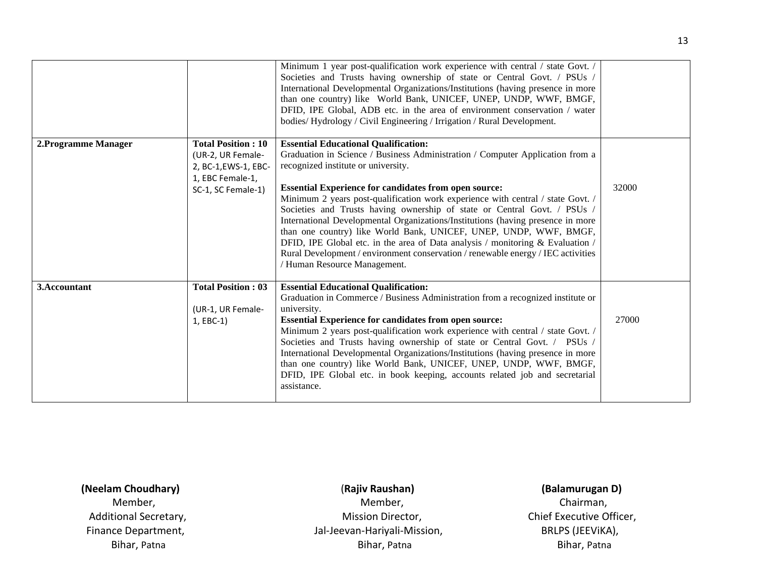| | | | |
|---|---|---|---|
| | | Minimum 1 year post-qualification work experience with central / state Govt. / Societies and Trusts having ownership of state or Central Govt. / PSUs / International Developmental Organizations/Institutions (having presence in more than one country) like World Bank, UNICEF, UNEP, UNDP, WWF, BMGF, DFID, IPE Global, ADB etc. in the area of environment conservation / water bodies/ Hydrology / Civil Engineering / Irrigation / Rural Development. | |
| **2.Programme Manager** | **Total Position : 10** (UR-2, UR Female-2, BC-1,EWS-1, EBC-1, EBC Female-1, SC-1, SC Female-1) | **Essential Educational Qualification:** Graduation in Science / Business Administration / Computer Application from a recognized institute or university. **Essential Experience for candidates from open source:** Minimum 2 years post-qualification work experience with central / state Govt. / Societies and Trusts having ownership of state or Central Govt. / PSUs / International Developmental Organizations/Institutions (having presence in more than one country) like World Bank, UNICEF, UNEP, UNDP, WWF, BMGF, DFID, IPE Global etc. in the area of Data analysis / monitoring & Evaluation / Rural Development / environment conservation / renewable energy / IEC activities / Human Resource Management. | 32000 |
| **3.Accountant** | **Total Position : 03** (UR-1, UR Female-1, EBC-1) | **Essential Educational Qualification:** Graduation in Commerce / Business Administration from a recognized institute or university. **Essential Experience for candidates from open source:** Minimum 2 years post-qualification work experience with central / state Govt. / Societies and Trusts having ownership of state or Central Govt. / PSUs / International Developmental Organizations/Institutions (having presence in more than one country) like World Bank, UNICEF, UNEP, UNDP, WWF, BMGF, DFID, IPE Global etc. in book keeping, accounts related job and secretarial assistance. | 27000 |

**(Neelam Choudhary)**
Member,
Additional Secretary,
Finance Department,
Bihar, Patna

(**Rajiv Raushan)**
Member,
Mission Director,
Jal-Jeevan-Hariyali-Mission,
Bihar, Patna

**(Balamurugan D)**
Chairman,
Chief Executive Officer,
BRLPS (JEEViKA),
Bihar, Patna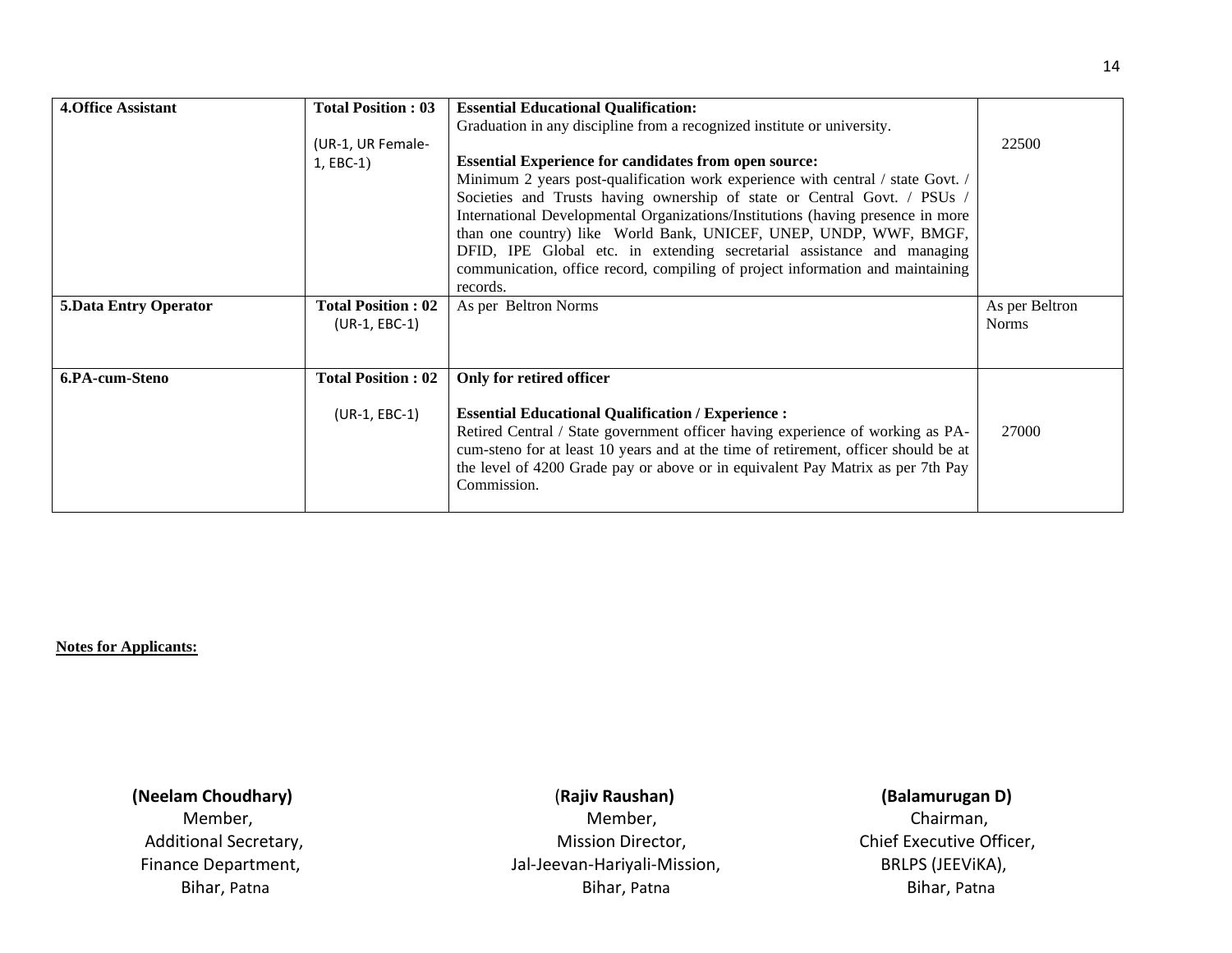| | | | |
|---|---|---|---|
| **4.Office Assistant** | **Total Position : 03**<br><br>(UR-1, UR Female-1, EBC-1) | **Essential Educational Qualification:**<br>Graduation in any discipline from a recognized institute or university.<br><br>**Essential Experience for candidates from open source:**<br>Minimum 2 years post-qualification work experience with central / state Govt. / Societies and Trusts having ownership of state or Central Govt. / PSUs / International Developmental Organizations/Institutions (having presence in more than one country) like World Bank, UNICEF, UNEP, UNDP, WWF, BMGF, DFID, IPE Global etc. in extending secretarial assistance and managing communication, office record, compiling of project information and maintaining records. | 22500 |
| **5.Data Entry Operator** | **Total Position : 02**<br>(UR-1, EBC-1) | As per Beltron Norms | As per Beltron Norms |
| **6.PA-cum-Steno** | **Total Position : 02**<br><br>(UR-1, EBC-1) | **Only for retired officer**<br><br>**Essential Educational Qualification / Experience :**<br>Retired Central / State government officer having experience of working as PA-cum-steno for at least 10 years and at the time of retirement, officer should be at the level of 4200 Grade pay or above or in equivalent Pay Matrix as per 7th Pay Commission. | 27000 |

**Notes for Applicants:**

**(Neelam Choudhary)**
Member,
Additional Secretary,
Finance Department,
Bihar, Patna

(**Rajiv Raushan)**
Member,
Mission Director,
Jal-Jeevan-Hariyali-Mission,
Bihar, Patna

**(Balamurugan D)**
Chairman,
Chief Executive Officer,
BRLPS (JEEViKA),
Bihar, Patna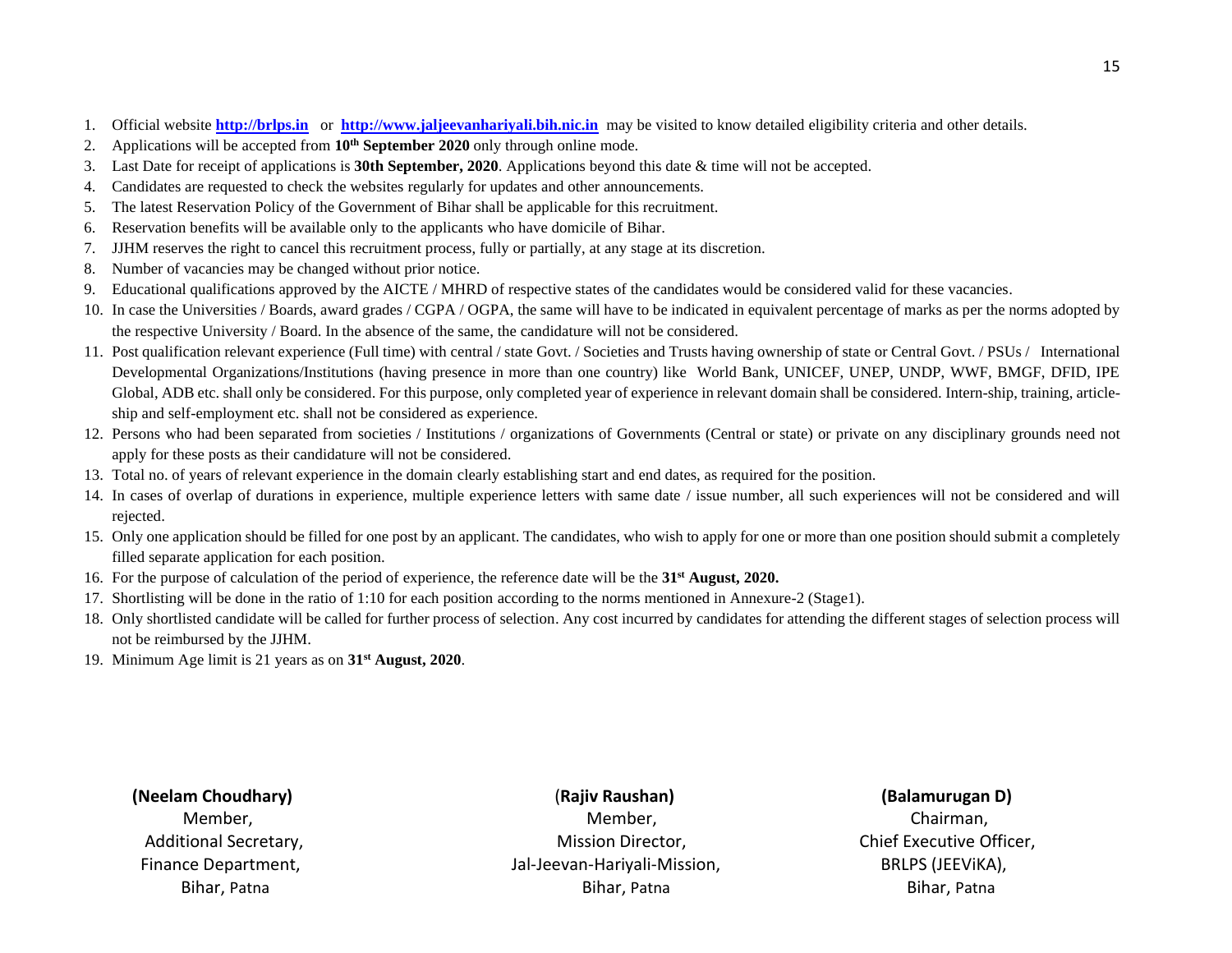1. Official website **http://brlps.in** or **http://www.jaljeevanhariyali.bih.nic.in** may be visited to know detailed eligibility criteria and other details.
2. Applications will be accepted from **10th September 2020** only through online mode.
3. Last Date for receipt of applications is **30th September, 2020**. Applications beyond this date & time will not be accepted.
4. Candidates are requested to check the websites regularly for updates and other announcements.
5. The latest Reservation Policy of the Government of Bihar shall be applicable for this recruitment.
6. Reservation benefits will be available only to the applicants who have domicile of Bihar.
7. JJHM reserves the right to cancel this recruitment process, fully or partially, at any stage at its discretion.
8. Number of vacancies may be changed without prior notice.
9. Educational qualifications approved by the AICTE / MHRD of respective states of the candidates would be considered valid for these vacancies.
10. In case the Universities / Boards, award grades / CGPA / OGPA, the same will have to be indicated in equivalent percentage of marks as per the norms adopted by the respective University / Board. In the absence of the same, the candidature will not be considered.
11. Post qualification relevant experience (Full time) with central / state Govt. / Societies and Trusts having ownership of state or Central Govt. / PSUs / International Developmental Organizations/Institutions (having presence in more than one country) like World Bank, UNICEF, UNEP, UNDP, WWF, BMGF, DFID, IPE Global, ADB etc. shall only be considered. For this purpose, only completed year of experience in relevant domain shall be considered. Intern-ship, training, article-ship and self-employment etc. shall not be considered as experience.
12. Persons who had been separated from societies / Institutions / organizations of Governments (Central or state) or private on any disciplinary grounds need not apply for these posts as their candidature will not be considered.
13. Total no. of years of relevant experience in the domain clearly establishing start and end dates, as required for the position.
14. In cases of overlap of durations in experience, multiple experience letters with same date / issue number, all such experiences will not be considered and will rejected.
15. Only one application should be filled for one post by an applicant. The candidates, who wish to apply for one or more than one position should submit a completely filled separate application for each position.
16. For the purpose of calculation of the period of experience, the reference date will be the **31st August, 2020.**
17. Shortlisting will be done in the ratio of 1:10 for each position according to the norms mentioned in Annexure-2 (Stage1).
18. Only shortlisted candidate will be called for further process of selection. Any cost incurred by candidates for attending the different stages of selection process will not be reimbursed by the JJHM.
19. Minimum Age limit is 21 years as on **31st August, 2020**.

**(Neelam Choudhary)**
Member,
Additional Secretary,
Finance Department,
Bihar, Patna

(**Rajiv Raushan)**
Member,
Mission Director,
Jal-Jeevan-Hariyali-Mission,
Bihar, Patna

**(Balamurugan D)**
Chairman,
Chief Executive Officer,
BRLPS (JEEViKA),
Bihar, Patna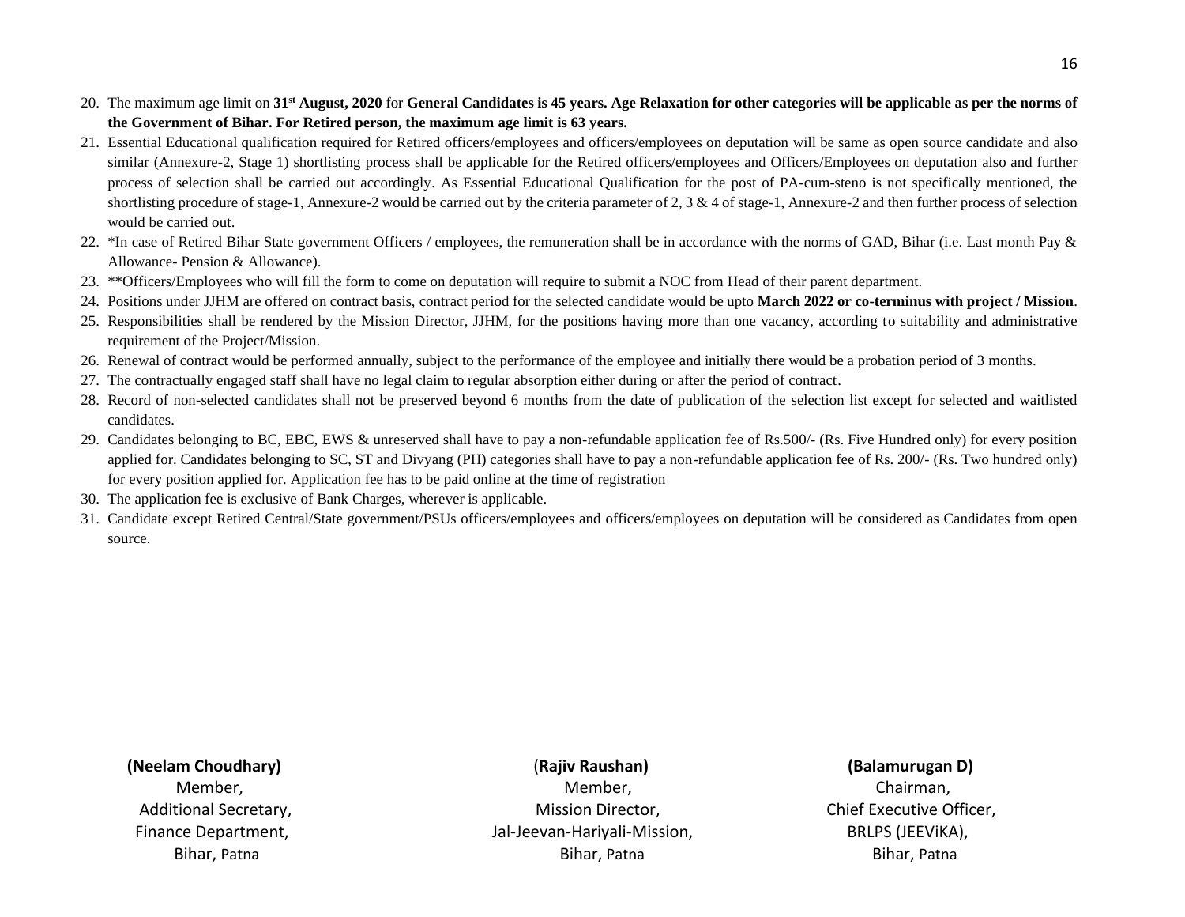20. The maximum age limit on **31st August, 2020** for **General Candidates is 45 years. Age Relaxation for other categories will be applicable as per the norms of the Government of Bihar. For Retired person, the maximum age limit is 63 years.**
21. Essential Educational qualification required for Retired officers/employees and officers/employees on deputation will be same as open source candidate and also similar (Annexure-2, Stage 1) shortlisting process shall be applicable for the Retired officers/employees and Officers/Employees on deputation also and further process of selection shall be carried out accordingly. As Essential Educational Qualification for the post of PA-cum-steno is not specifically mentioned, the shortlisting procedure of stage-1, Annexure-2 would be carried out by the criteria parameter of 2, 3 & 4 of stage-1, Annexure-2 and then further process of selection would be carried out.
22. *In case of Retired Bihar State government Officers / employees, the remuneration shall be in accordance with the norms of GAD, Bihar (i.e. Last month Pay & Allowance- Pension & Allowance).
23. **Officers/Employees who will fill the form to come on deputation will require to submit a NOC from Head of their parent department.
24. Positions under JJHM are offered on contract basis, contract period for the selected candidate would be upto **March 2022 or co-terminus with project / Mission**.
25. Responsibilities shall be rendered by the Mission Director, JJHM, for the positions having more than one vacancy, according to suitability and administrative requirement of the Project/Mission.
26. Renewal of contract would be performed annually, subject to the performance of the employee and initially there would be a probation period of 3 months.
27. The contractually engaged staff shall have no legal claim to regular absorption either during or after the period of contract.
28. Record of non-selected candidates shall not be preserved beyond 6 months from the date of publication of the selection list except for selected and waitlisted candidates.
29. Candidates belonging to BC, EBC, EWS & unreserved shall have to pay a non-refundable application fee of Rs.500/- (Rs. Five Hundred only) for every position applied for. Candidates belonging to SC, ST and Divyang (PH) categories shall have to pay a non-refundable application fee of Rs. 200/- (Rs. Two hundred only) for every position applied for. Application fee has to be paid online at the time of registration
30. The application fee is exclusive of Bank Charges, wherever is applicable.
31. Candidate except Retired Central/State government/PSUs officers/employees and officers/employees on deputation will be considered as Candidates from open source.

**(Neelam Choudhary)**
Member,
Additional Secretary,
Finance Department,
Bihar, Patna

**(Rajiv Raushan)**
Member,
Mission Director,
Jal-Jeevan-Hariyali-Mission,
Bihar, Patna

**(Balamurugan D)**
Chairman,
Chief Executive Officer,
BRLPS (JEEViKA),
Bihar, Patna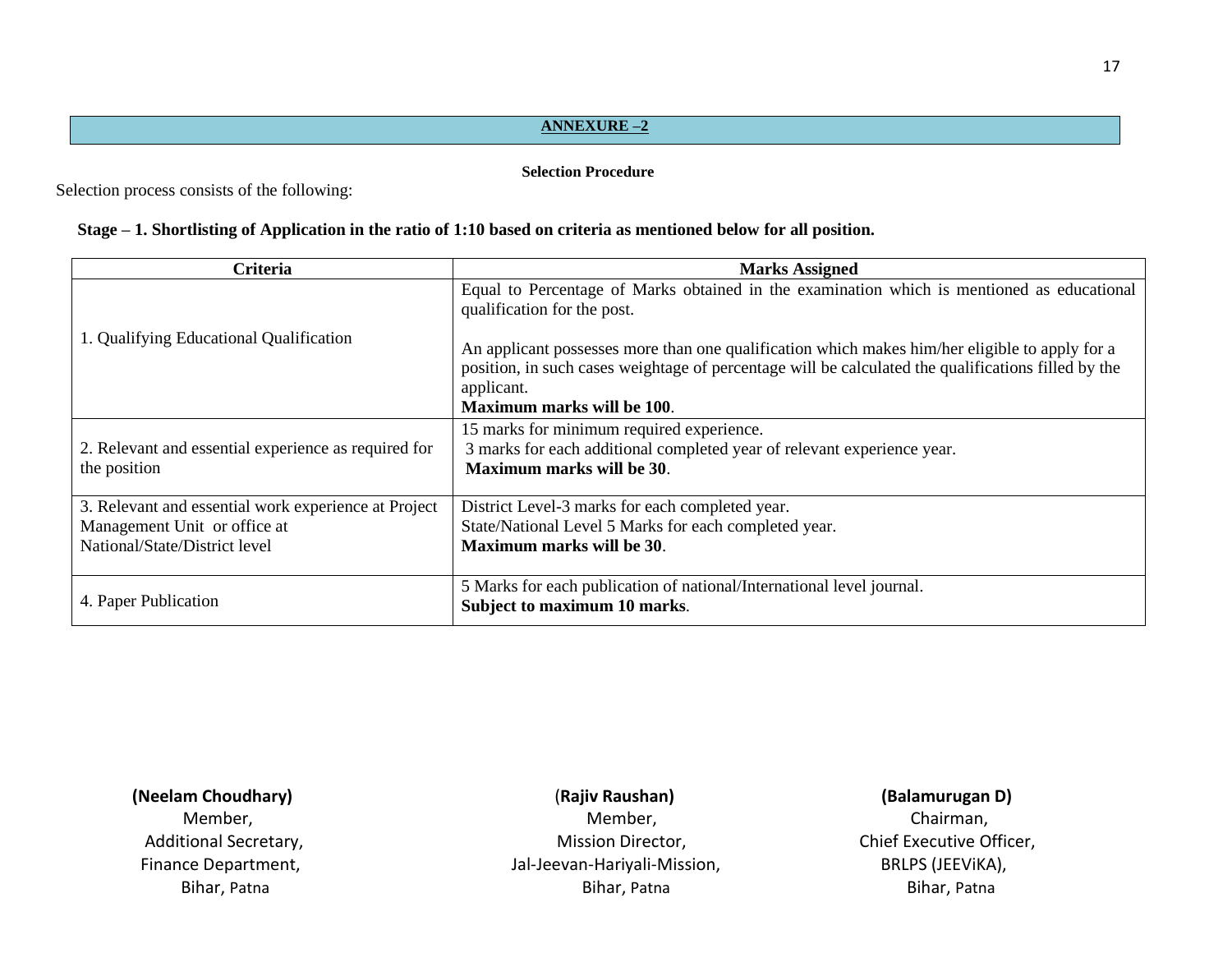## ANNEXURE –2

**Selection Procedure**

Selection process consists of the following:

**Stage – 1. Shortlisting of Application in the ratio of 1:10 based on criteria as mentioned below for all position.**

| Criteria | Marks Assigned |
|---|---|
| 1. Qualifying Educational Qualification | Equal to Percentage of Marks obtained in the examination which is mentioned as educational qualification for the post.<br><br>An applicant possesses more than one qualification which makes him/her eligible to apply for a position, in such cases weightage of percentage will be calculated the qualifications filled by the applicant.<br>**Maximum marks will be 100**. |
| 2. Relevant and essential experience as required for the position | 15 marks for minimum required experience.<br>3 marks for each additional completed year of relevant experience year.<br>**Maximum marks will be 30**. |
| 3. Relevant and essential work experience at Project Management Unit or office at National/State/District level | District Level-3 marks for each completed year.<br>State/National Level 5 Marks for each completed year.<br>**Maximum marks will be 30**. |
| 4. Paper Publication | 5 Marks for each publication of national/International level journal.<br>**Subject to maximum 10 marks**. |

**(Neelam Choudhary)**
Member,
Additional Secretary,
Finance Department,
Bihar, Patna

(**Rajiv Raushan)**
Member,
Mission Director,
Jal-Jeevan-Hariyali-Mission,
Bihar, Patna

**(Balamurugan D)**
Chairman,
Chief Executive Officer,
BRLPS (JEEViKA),
Bihar, Patna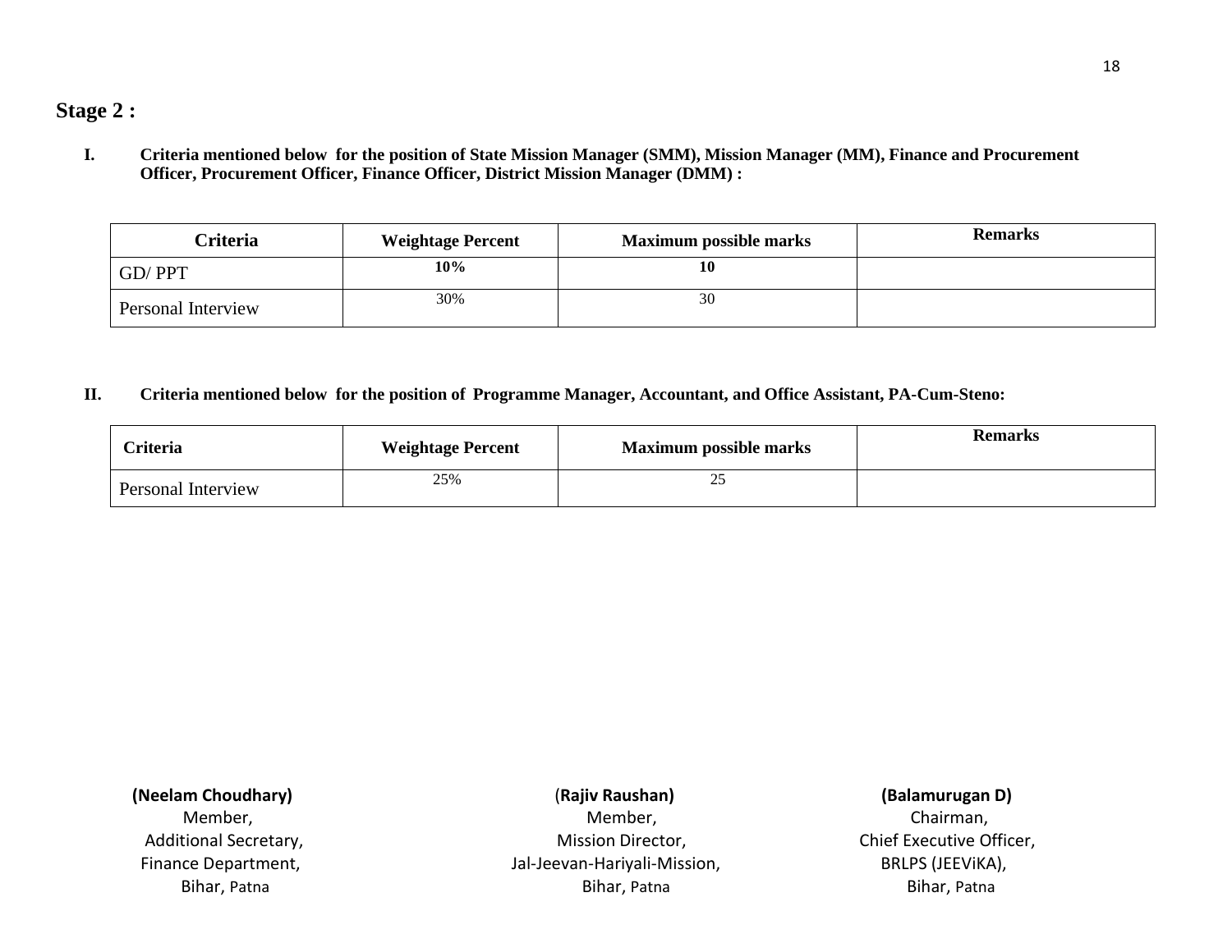## Stage 2 :

**I. Criteria mentioned below for the position of State Mission Manager (SMM), Mission Manager (MM), Finance and Procurement Officer, Procurement Officer, Finance Officer, District Mission Manager (DMM) :**

| Criteria | Weightage Percent | Maximum possible marks | Remarks |
|---|---|---|---|
| GD/ PPT | **10%** | **10** | |
| Personal Interview | 30% | 30 | |

**II. Criteria mentioned below for the position of Programme Manager, Accountant, and Office Assistant, PA-Cum-Steno:**

| Criteria | Weightage Percent | Maximum possible marks | Remarks |
|---|---|---|---|
| Personal Interview | 25% | 25 | |

**(Neelam Choudhary)**
Member,
Additional Secretary,
Finance Department,
Bihar, Patna

(**Rajiv Raushan)**
Member,
Mission Director,
Jal-Jeevan-Hariyali-Mission,
Bihar, Patna

**(Balamurugan D)**
Chairman,
Chief Executive Officer,
BRLPS (JEEViKA),
Bihar, Patna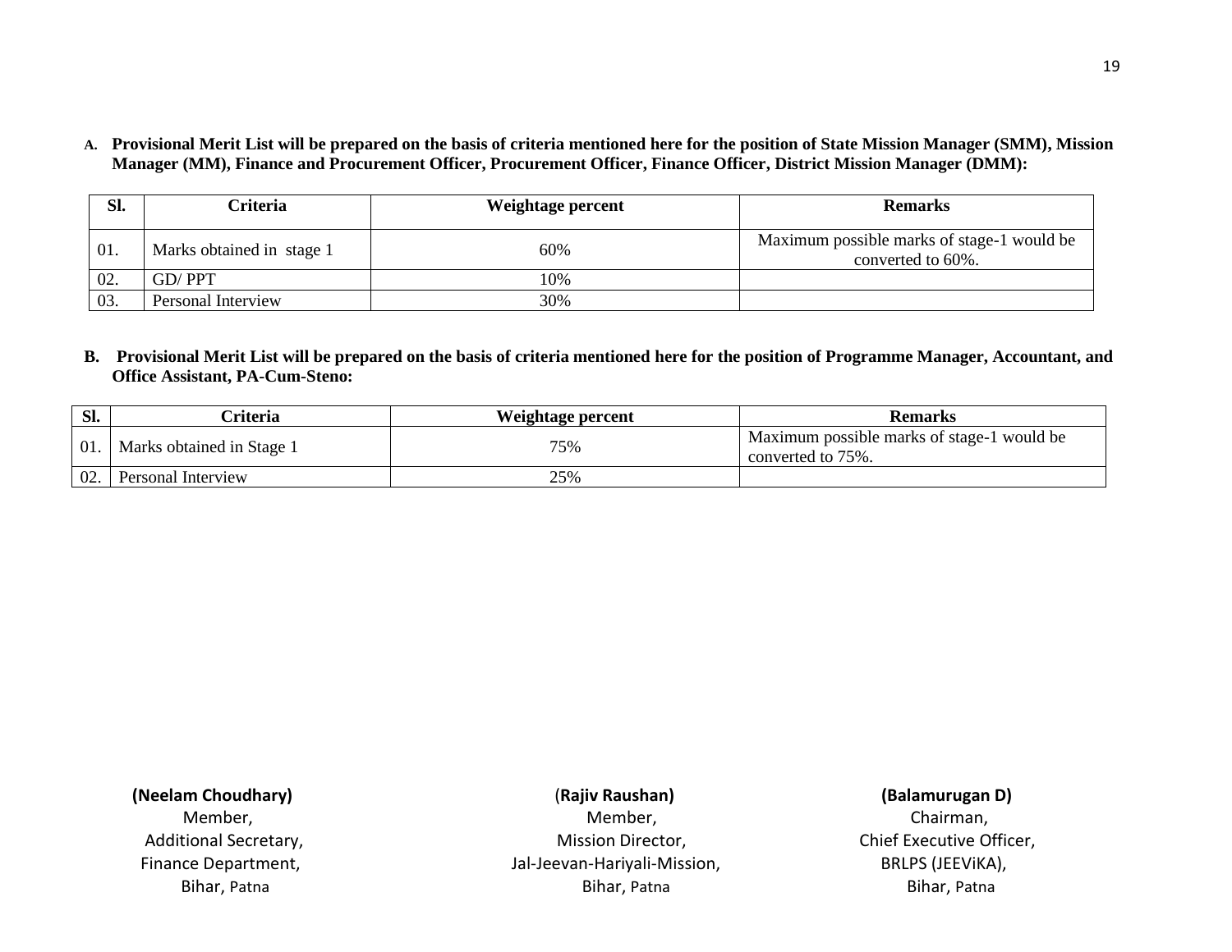**A. Provisional Merit List will be prepared on the basis of criteria mentioned here for the position of State Mission Manager (SMM), Mission Manager (MM), Finance and Procurement Officer, Procurement Officer, Finance Officer, District Mission Manager (DMM):**

| Sl. | Criteria | Weightage percent | Remarks |
|---|---|---|---|
| 01. | Marks obtained in stage 1 | 60% | Maximum possible marks of stage-1 would be converted to 60%. |
| 02. | GD/ PPT | 10% | |
| 03. | Personal Interview | 30% | |

**B. Provisional Merit List will be prepared on the basis of criteria mentioned here for the position of Programme Manager, Accountant, and Office Assistant, PA-Cum-Steno:**

| Sl. | Criteria | Weightage percent | Remarks |
|---|---|---|---|
| 01. | Marks obtained in Stage 1 | 75% | Maximum possible marks of stage-1 would be converted to 75%. |
| 02. | Personal Interview | 25% | |

**(Neelam Choudhary)**
Member,
Additional Secretary,
Finance Department,
Bihar, Patna

(**Rajiv Raushan)**
Member,
Mission Director,
Jal-Jeevan-Hariyali-Mission,
Bihar, Patna

**(Balamurugan D)**
Chairman,
Chief Executive Officer,
BRLPS (JEEViKA),
Bihar, Patna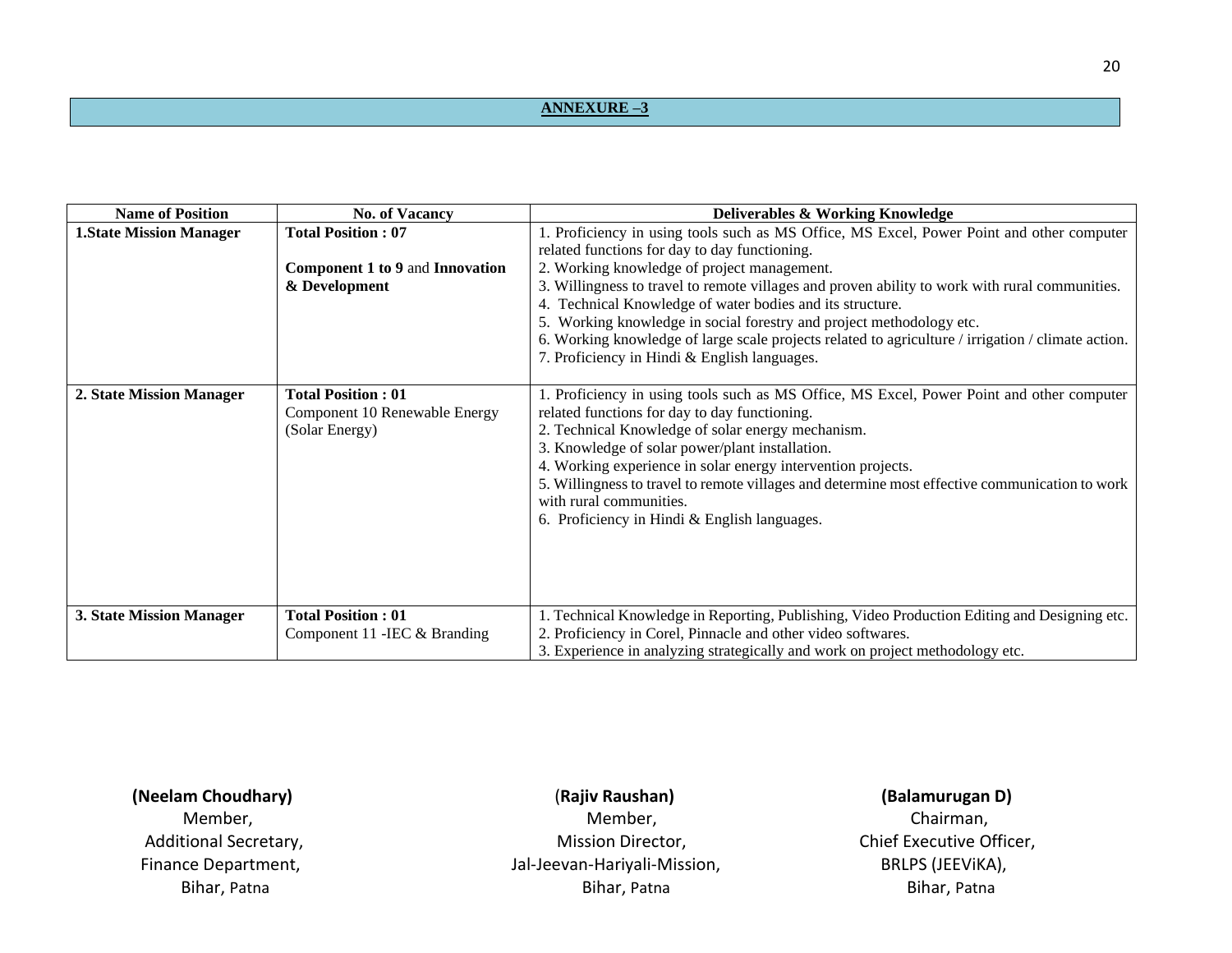## ANNEXURE –3

| Name of Position | No. of Vacancy | Deliverables & Working Knowledge |
|---|---|---|
| **1.State Mission Manager** | **Total Position : 07**<br><br>**Component 1 to 9** and **Innovation & Development** | 1. Proficiency in using tools such as MS Office, MS Excel, Power Point and other computer related functions for day to day functioning.<br>2. Working knowledge of project management.<br>3. Willingness to travel to remote villages and proven ability to work with rural communities.<br>4. Technical Knowledge of water bodies and its structure.<br>5. Working knowledge in social forestry and project methodology etc.<br>6. Working knowledge of large scale projects related to agriculture / irrigation / climate action.<br>7. Proficiency in Hindi & English languages. |
| **2. State Mission Manager** | **Total Position : 01**<br>Component 10 Renewable Energy (Solar Energy) | 1. Proficiency in using tools such as MS Office, MS Excel, Power Point and other computer related functions for day to day functioning.<br>2. Technical Knowledge of solar energy mechanism.<br>3. Knowledge of solar power/plant installation.<br>4. Working experience in solar energy intervention projects.<br>5. Willingness to travel to remote villages and determine most effective communication to work with rural communities.<br>6. Proficiency in Hindi & English languages. |
| **3. State Mission Manager** | **Total Position : 01**<br>Component 11 -IEC & Branding | 1. Technical Knowledge in Reporting, Publishing, Video Production Editing and Designing etc.<br>2. Proficiency in Corel, Pinnacle and other video softwares.<br>3. Experience in analyzing strategically and work on project methodology etc. |

**(Neelam Choudhary)**
Member,
Additional Secretary,
Finance Department,
Bihar, Patna

(**Rajiv Raushan)**
Member,
Mission Director,
Jal-Jeevan-Hariyali-Mission,
Bihar, Patna

**(Balamurugan D)**
Chairman,
Chief Executive Officer,
BRLPS (JEEViKA),
Bihar, Patna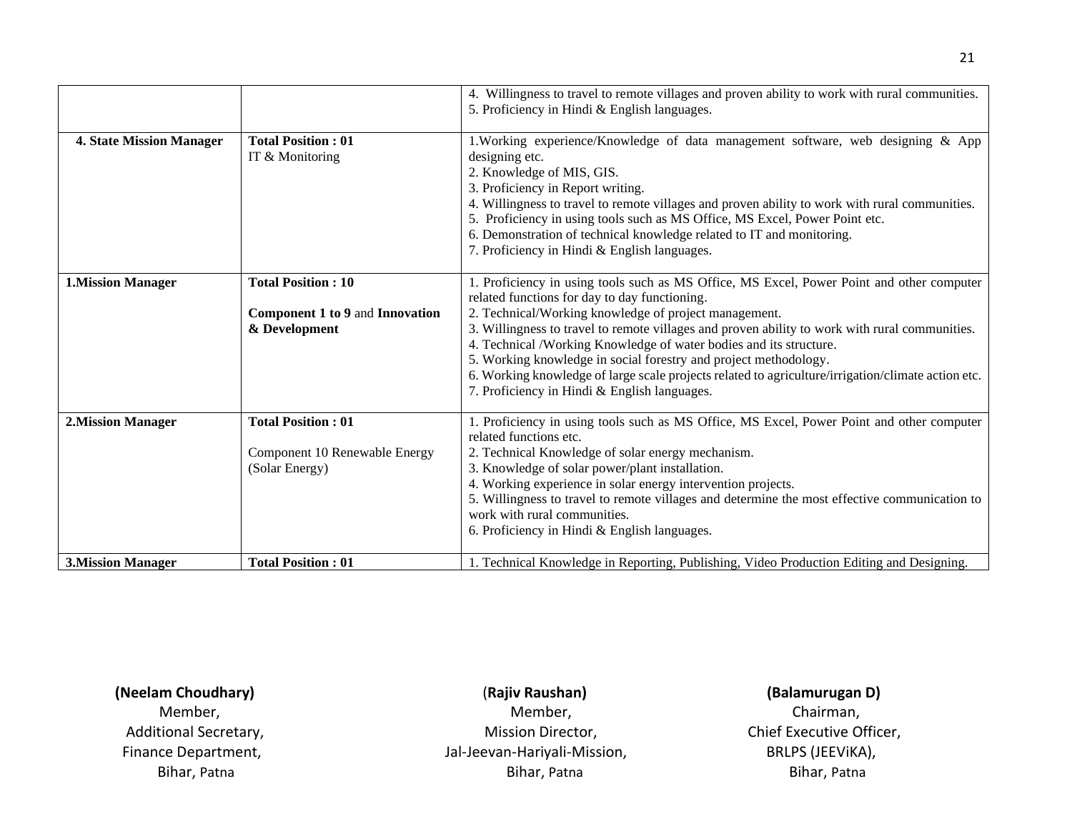| | | |
|---|---|---|
| | | 4. Willingness to travel to remote villages and proven ability to work with rural communities.<br>5. Proficiency in Hindi & English languages. |
| **4. State Mission Manager** | **Total Position : 01**<br>IT & Monitoring | 1.Working experience/Knowledge of data management software, web designing & App designing etc.<br>2. Knowledge of MIS, GIS.<br>3. Proficiency in Report writing.<br>4. Willingness to travel to remote villages and proven ability to work with rural communities.<br>5. Proficiency in using tools such as MS Office, MS Excel, Power Point etc.<br>6. Demonstration of technical knowledge related to IT and monitoring.<br>7. Proficiency in Hindi & English languages. |
| **1.Mission Manager** | **Total Position : 10**<br>**Component 1 to 9** and **Innovation & Development** | 1. Proficiency in using tools such as MS Office, MS Excel, Power Point and other computer related functions for day to day functioning.<br>2. Technical/Working knowledge of project management.<br>3. Willingness to travel to remote villages and proven ability to work with rural communities.<br>4. Technical /Working Knowledge of water bodies and its structure.<br>5. Working knowledge in social forestry and project methodology.<br>6. Working knowledge of large scale projects related to agriculture/irrigation/climate action etc.<br>7. Proficiency in Hindi & English languages. |
| **2.Mission Manager** | **Total Position : 01**<br>Component 10 Renewable Energy (Solar Energy) | 1. Proficiency in using tools such as MS Office, MS Excel, Power Point and other computer related functions etc.<br>2. Technical Knowledge of solar energy mechanism.<br>3. Knowledge of solar power/plant installation.<br>4. Working experience in solar energy intervention projects.<br>5. Willingness to travel to remote villages and determine the most effective communication to work with rural communities.<br>6. Proficiency in Hindi & English languages. |
| **3.Mission Manager** | **Total Position : 01** | 1. Technical Knowledge in Reporting, Publishing, Video Production Editing and Designing. |

**(Neelam Choudhary)**
Member,
Additional Secretary,
Finance Department,
Bihar, Patna

(**Rajiv Raushan)**
Member,
Mission Director,
Jal-Jeevan-Hariyali-Mission,
Bihar, Patna

**(Balamurugan D)**
Chairman,
Chief Executive Officer,
BRLPS (JEEViKA),
Bihar, Patna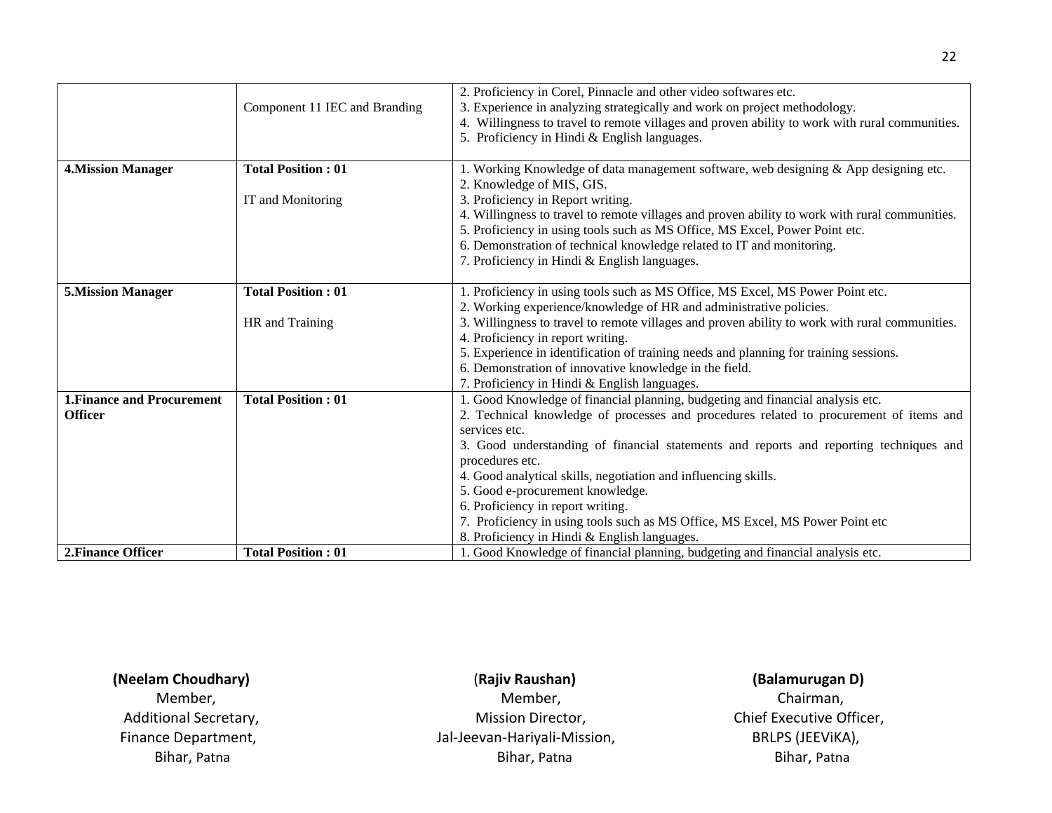| | | |
|---|---|---|
| | Component 11 IEC and Branding | 2. Proficiency in Corel, Pinnacle and other video softwares etc.<br>3. Experience in analyzing strategically and work on project methodology.<br>4. Willingness to travel to remote villages and proven ability to work with rural communities.<br>5. Proficiency in Hindi & English languages. |
| **4.Mission Manager** | **Total Position : 01**<br><br>IT and Monitoring | 1. Working Knowledge of data management software, web designing & App designing etc.<br>2. Knowledge of MIS, GIS.<br>3. Proficiency in Report writing.<br>4. Willingness to travel to remote villages and proven ability to work with rural communities.<br>5. Proficiency in using tools such as MS Office, MS Excel, Power Point etc.<br>6. Demonstration of technical knowledge related to IT and monitoring.<br>7. Proficiency in Hindi & English languages. |
| **5.Mission Manager** | **Total Position : 01**<br><br>HR and Training | 1. Proficiency in using tools such as MS Office, MS Excel, MS Power Point etc.<br>2. Working experience/knowledge of HR and administrative policies.<br>3. Willingness to travel to remote villages and proven ability to work with rural communities.<br>4. Proficiency in report writing.<br>5. Experience in identification of training needs and planning for training sessions.<br>6. Demonstration of innovative knowledge in the field.<br>7. Proficiency in Hindi & English languages. |
| **1.Finance and Procurement Officer** | **Total Position : 01** | 1. Good Knowledge of financial planning, budgeting and financial analysis etc.<br>2. Technical knowledge of processes and procedures related to procurement of items and services etc.<br>3. Good understanding of financial statements and reports and reporting techniques and procedures etc.<br>4. Good analytical skills, negotiation and influencing skills.<br>5. Good e-procurement knowledge.<br>6. Proficiency in report writing.<br>7. Proficiency in using tools such as MS Office, MS Excel, MS Power Point etc<br>8. Proficiency in Hindi & English languages. |
| **2.Finance Officer** | **Total Position : 01** | 1. Good Knowledge of financial planning, budgeting and financial analysis etc. |

**(Neelam Choudhary)**
Member,
Additional Secretary,
Finance Department,
Bihar, Patna

(**Rajiv Raushan)**
Member,
Mission Director,
Jal-Jeevan-Hariyali-Mission,
Bihar, Patna

**(Balamurugan D)**
Chairman,
Chief Executive Officer,
BRLPS (JEEViKA),
Bihar, Patna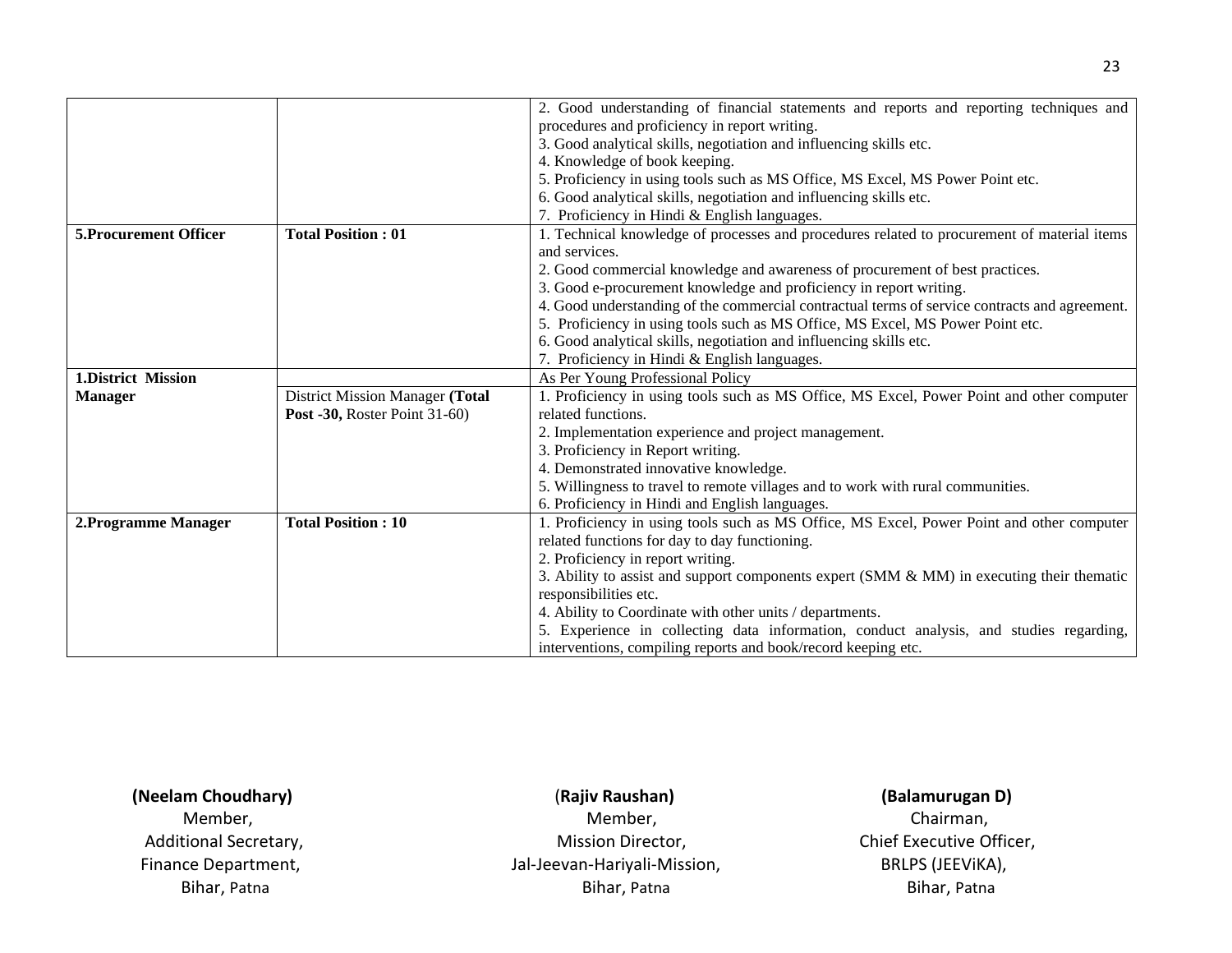| | | |
|---|---|---|
| | | 2. Good understanding of financial statements and reports and reporting techniques and procedures and proficiency in report writing.<br>3. Good analytical skills, negotiation and influencing skills etc.<br>4. Knowledge of book keeping.<br>5. Proficiency in using tools such as MS Office, MS Excel, MS Power Point etc.<br>6. Good analytical skills, negotiation and influencing skills etc.<br>7. Proficiency in Hindi & English languages. |
| **5.Procurement Officer** | **Total Position : 01** | 1. Technical knowledge of processes and procedures related to procurement of material items and services.<br>2. Good commercial knowledge and awareness of procurement of best practices.<br>3. Good e-procurement knowledge and proficiency in report writing.<br>4. Good understanding of the commercial contractual terms of service contracts and agreement.<br>5. Proficiency in using tools such as MS Office, MS Excel, MS Power Point etc.<br>6. Good analytical skills, negotiation and influencing skills etc.<br>7. Proficiency in Hindi & English languages. |
| **1.District Mission Manager** | | As Per Young Professional Policy |
| | District Mission Manager **(Total Post -30,** Roster Point 31-60) | 1. Proficiency in using tools such as MS Office, MS Excel, Power Point and other computer related functions.<br>2. Implementation experience and project management.<br>3. Proficiency in Report writing.<br>4. Demonstrated innovative knowledge.<br>5. Willingness to travel to remote villages and to work with rural communities.<br>6. Proficiency in Hindi and English languages. |
| **2.Programme Manager** | **Total Position : 10** | 1. Proficiency in using tools such as MS Office, MS Excel, Power Point and other computer related functions for day to day functioning.<br>2. Proficiency in report writing.<br>3. Ability to assist and support components expert (SMM & MM) in executing their thematic responsibilities etc.<br>4. Ability to Coordinate with other units / departments.<br>5. Experience in collecting data information, conduct analysis, and studies regarding, interventions, compiling reports and book/record keeping etc. |

| | | |
|---|---|---|
| **(Neelam Choudhary)**<br>Member,<br>Additional Secretary,<br>Finance Department,<br>Bihar, Patna | **(Rajiv Raushan)**<br>Member,<br>Mission Director,<br>Jal-Jeevan-Hariyali-Mission,<br>Bihar, Patna | **(Balamurugan D)**<br>Chairman,<br>Chief Executive Officer,<br>BRLPS (JEEViKA),<br>Bihar, Patna |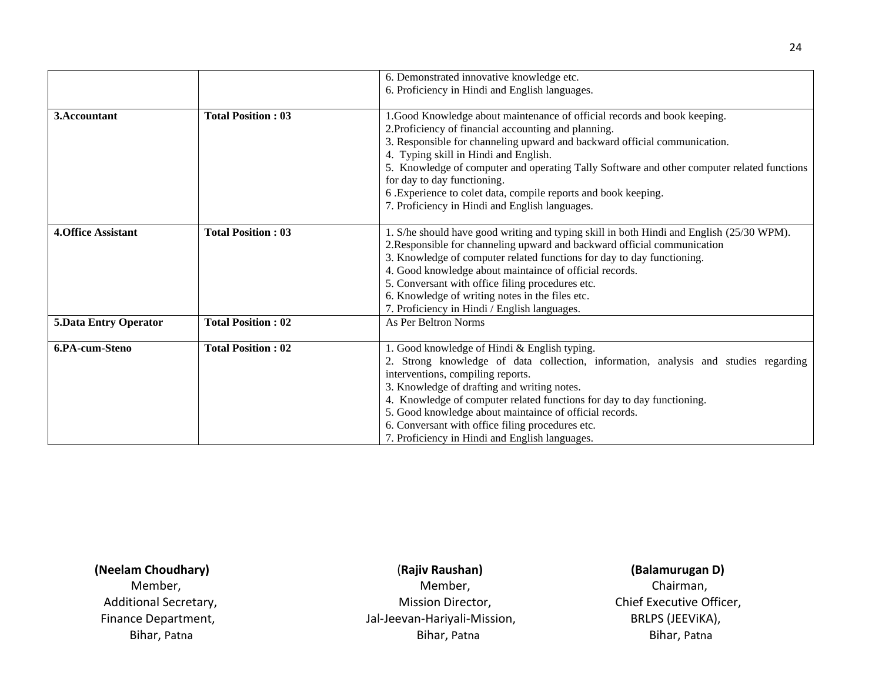| | | |
|---|---|---|
| | | 6. Demonstrated innovative knowledge etc.<br>6. Proficiency in Hindi and English languages. |
| **3.Accountant** | **Total Position : 03** | 1.Good Knowledge about maintenance of official records and book keeping.<br>2.Proficiency of financial accounting and planning.<br>3. Responsible for channeling upward and backward official communication.<br>4. Typing skill in Hindi and English.<br>5. Knowledge of computer and operating Tally Software and other computer related functions for day to day functioning.<br>6 .Experience to colet data, compile reports and book keeping.<br>7. Proficiency in Hindi and English languages. |
| **4.Office Assistant** | **Total Position : 03** | 1. S/he should have good writing and typing skill in both Hindi and English (25/30 WPM).<br>2.Responsible for channeling upward and backward official communication<br>3. Knowledge of computer related functions for day to day functioning.<br>4. Good knowledge about maintaince of official records.<br>5. Conversant with office filing procedures etc.<br>6. Knowledge of writing notes in the files etc.<br>7. Proficiency in Hindi / English languages. |
| **5.Data Entry Operator** | **Total Position : 02** | As Per Beltron Norms |
| **6.PA-cum-Steno** | **Total Position : 02** | 1. Good knowledge of Hindi & English typing.<br>2. Strong knowledge of data collection, information, analysis and studies regarding interventions, compiling reports.<br>3. Knowledge of drafting and writing notes.<br>4. Knowledge of computer related functions for day to day functioning.<br>5. Good knowledge about maintaince of official records.<br>6. Conversant with office filing procedures etc.<br>7. Proficiency in Hindi and English languages. |

**(Neelam Choudhary)**
Member,
Additional Secretary,
Finance Department,
Bihar, Patna

(**Rajiv Raushan)**
Member,
Mission Director,
Jal-Jeevan-Hariyali-Mission,
Bihar, Patna

**(Balamurugan D)**
Chairman,
Chief Executive Officer,
BRLPS (JEEViKA),
Bihar, Patna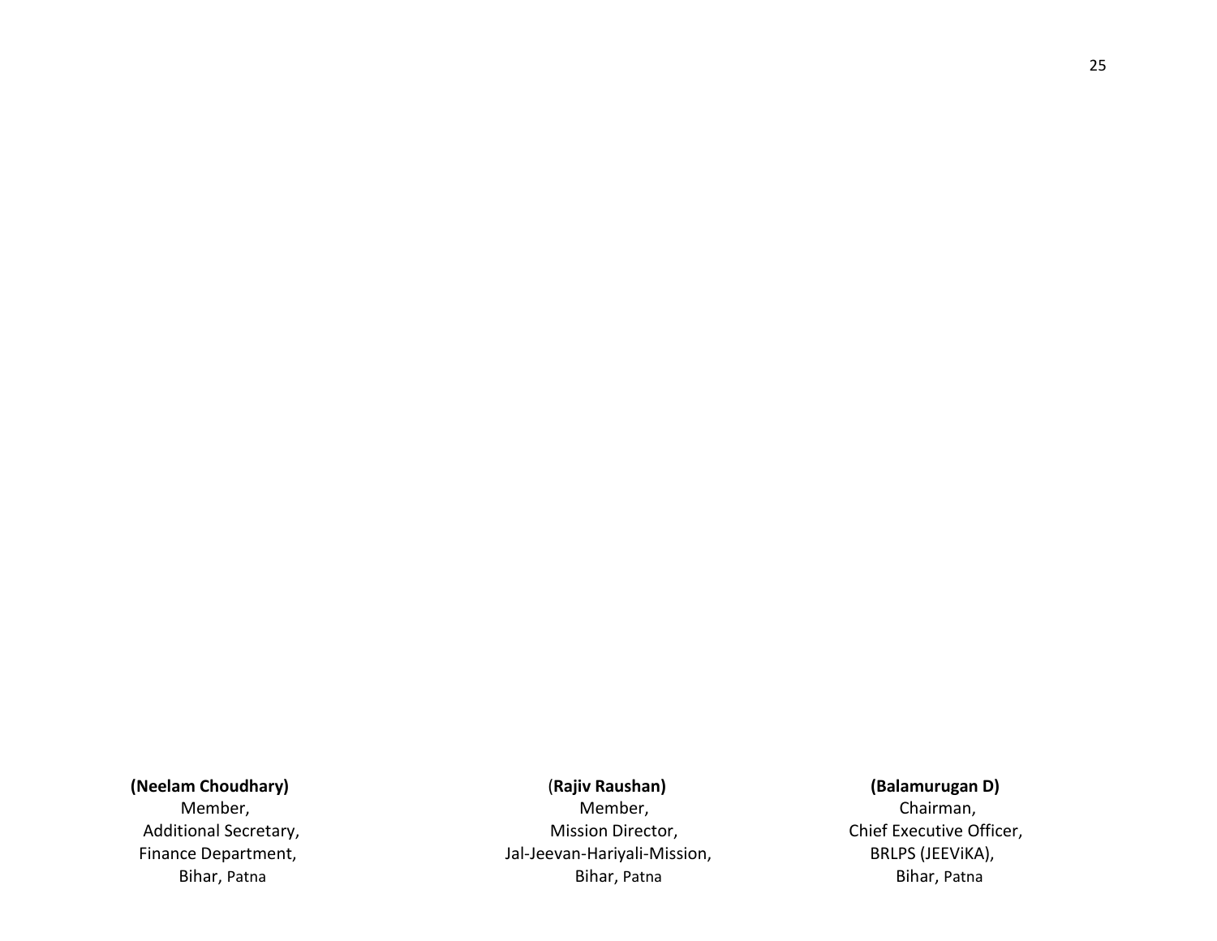**(Neelam Choudhary)**
Member,
Additional Secretary,
Finance Department,
Bihar, Patna

(**Rajiv Raushan)**
Member,
Mission Director,
Jal-Jeevan-Hariyali-Mission,
Bihar, Patna

**(Balamurugan D)**
Chairman,
Chief Executive Officer,
BRLPS (JEEViKA),
Bihar, Patna